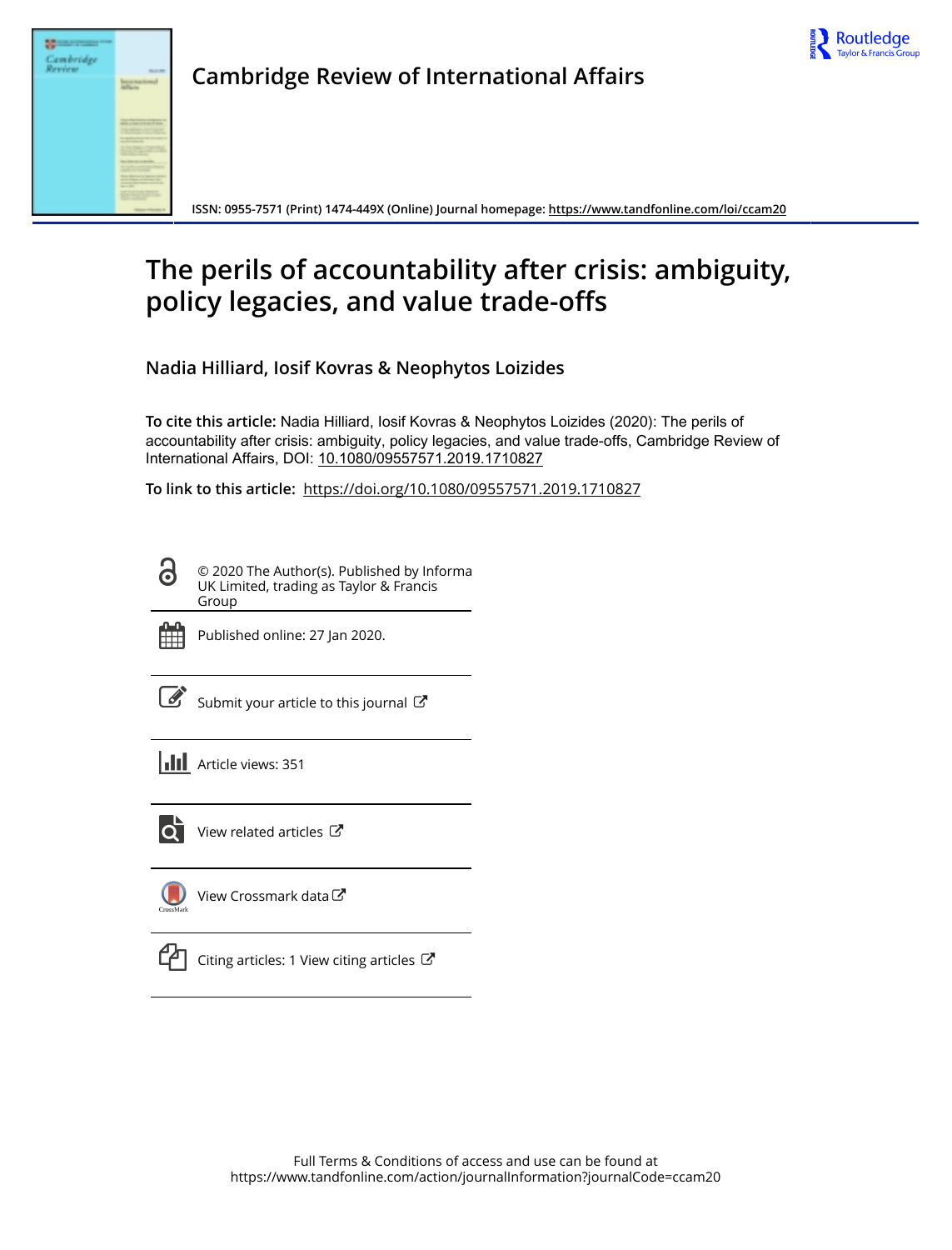Cambridge Review of International Affairs

ISSN: 0955-7571 (Print) 1474-449X (Online) Journal homepage: https://www.tandfonline.com/loi/ccam20

# The perils of accountability after crisis: ambiguity, policy legacies, and value trade-offs

**Nadia Hilliard, Iosif Kovras & Neophytos Loizides**

**To cite this article:** Nadia Hilliard, Iosif Kovras & Neophytos Loizides (2020): The perils of accountability after crisis: ambiguity, policy legacies, and value trade-offs, Cambridge Review of International Affairs, DOI: 10.1080/09557571.2019.1710827

**To link to this article:** https://doi.org/10.1080/09557571.2019.1710827

© 2020 The Author(s). Published by Informa UK Limited, trading as Taylor & Francis Group

Published online: 27 Jan 2020.

Submit your article to this journal

Article views: 351

View related articles

View Crossmark data

Citing articles: 1 View citing articles

Full Terms & Conditions of access and use can be found at https://www.tandfonline.com/action/journalInformation?journalCode=ccam20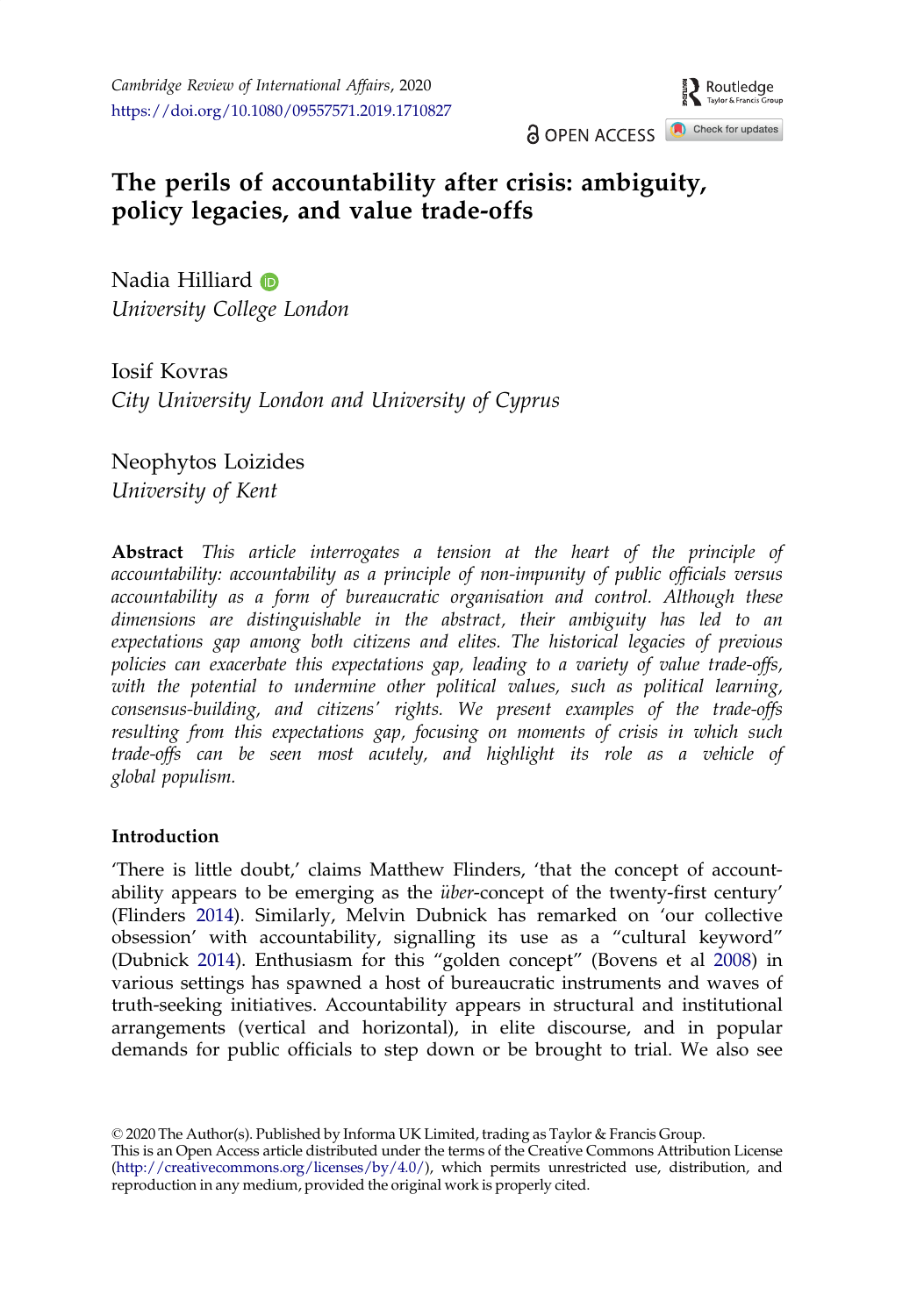# The perils of accountability after crisis: ambiguity, policy legacies, and value trade-offs

Nadia Hilliard
*University College London*

Iosif Kovras
*City University London and University of Cyprus*

Neophytos Loizides
*University of Kent*

**Abstract** *This article interrogates a tension at the heart of the principle of accountability: accountability as a principle of non-impunity of public officials versus accountability as a form of bureaucratic organisation and control. Although these dimensions are distinguishable in the abstract, their ambiguity has led to an expectations gap among both citizens and elites. The historical legacies of previous policies can exacerbate this expectations gap, leading to a variety of value trade-offs, with the potential to undermine other political values, such as political learning, consensus-building, and citizens' rights. We present examples of the trade-offs resulting from this expectations gap, focusing on moments of crisis in which such trade-offs can be seen most acutely, and highlight its role as a vehicle of global populism.*

## Introduction

'There is little doubt,' claims Matthew Flinders, 'that the concept of accountability appears to be emerging as the *über*-concept of the twenty-first century' (Flinders 2014). Similarly, Melvin Dubnick has remarked on 'our collective obsession' with accountability, signalling its use as a "cultural keyword" (Dubnick 2014). Enthusiasm for this "golden concept" (Bovens et al 2008) in various settings has spawned a host of bureaucratic instruments and waves of truth-seeking initiatives. Accountability appears in structural and institutional arrangements (vertical and horizontal), in elite discourse, and in popular demands for public officials to step down or be brought to trial. We also see

© 2020 The Author(s). Published by Informa UK Limited, trading as Taylor & Francis Group.
This is an Open Access article distributed under the terms of the Creative Commons Attribution License (http://creativecommons.org/licenses/by/4.0/), which permits unrestricted use, distribution, and reproduction in any medium, provided the original work is properly cited.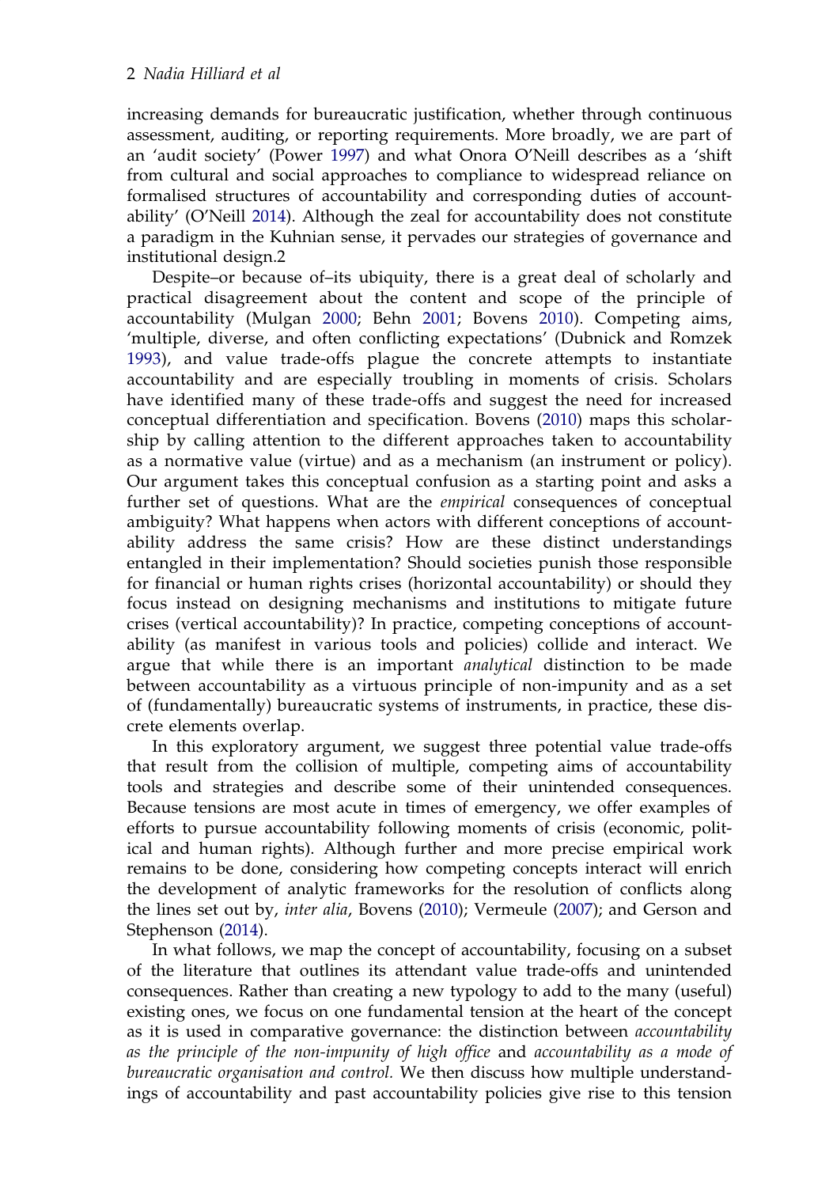increasing demands for bureaucratic justification, whether through continuous assessment, auditing, or reporting requirements. More broadly, we are part of an 'audit society' (Power 1997) and what Onora O'Neill describes as a 'shift from cultural and social approaches to compliance to widespread reliance on formalised structures of accountability and corresponding duties of accountability' (O'Neill 2014). Although the zeal for accountability does not constitute a paradigm in the Kuhnian sense, it pervades our strategies of governance and institutional design.2

Despite–or because of–its ubiquity, there is a great deal of scholarly and practical disagreement about the content and scope of the principle of accountability (Mulgan 2000; Behn 2001; Bovens 2010). Competing aims, 'multiple, diverse, and often conflicting expectations' (Dubnick and Romzek 1993), and value trade-offs plague the concrete attempts to instantiate accountability and are especially troubling in moments of crisis. Scholars have identified many of these trade-offs and suggest the need for increased conceptual differentiation and specification. Bovens (2010) maps this scholarship by calling attention to the different approaches taken to accountability as a normative value (virtue) and as a mechanism (an instrument or policy). Our argument takes this conceptual confusion as a starting point and asks a further set of questions. What are the *empirical* consequences of conceptual ambiguity? What happens when actors with different conceptions of accountability address the same crisis? How are these distinct understandings entangled in their implementation? Should societies punish those responsible for financial or human rights crises (horizontal accountability) or should they focus instead on designing mechanisms and institutions to mitigate future crises (vertical accountability)? In practice, competing conceptions of accountability (as manifest in various tools and policies) collide and interact. We argue that while there is an important *analytical* distinction to be made between accountability as a virtuous principle of non-impunity and as a set of (fundamentally) bureaucratic systems of instruments, in practice, these discrete elements overlap.

In this exploratory argument, we suggest three potential value trade-offs that result from the collision of multiple, competing aims of accountability tools and strategies and describe some of their unintended consequences. Because tensions are most acute in times of emergency, we offer examples of efforts to pursue accountability following moments of crisis (economic, political and human rights). Although further and more precise empirical work remains to be done, considering how competing concepts interact will enrich the development of analytic frameworks for the resolution of conflicts along the lines set out by, *inter alia*, Bovens (2010); Vermeule (2007); and Gerson and Stephenson (2014).

In what follows, we map the concept of accountability, focusing on a subset of the literature that outlines its attendant value trade-offs and unintended consequences. Rather than creating a new typology to add to the many (useful) existing ones, we focus on one fundamental tension at the heart of the concept as it is used in comparative governance: the distinction between *accountability as the principle of the non-impunity of high office* and *accountability as a mode of bureaucratic organisation and control.* We then discuss how multiple understandings of accountability and past accountability policies give rise to this tension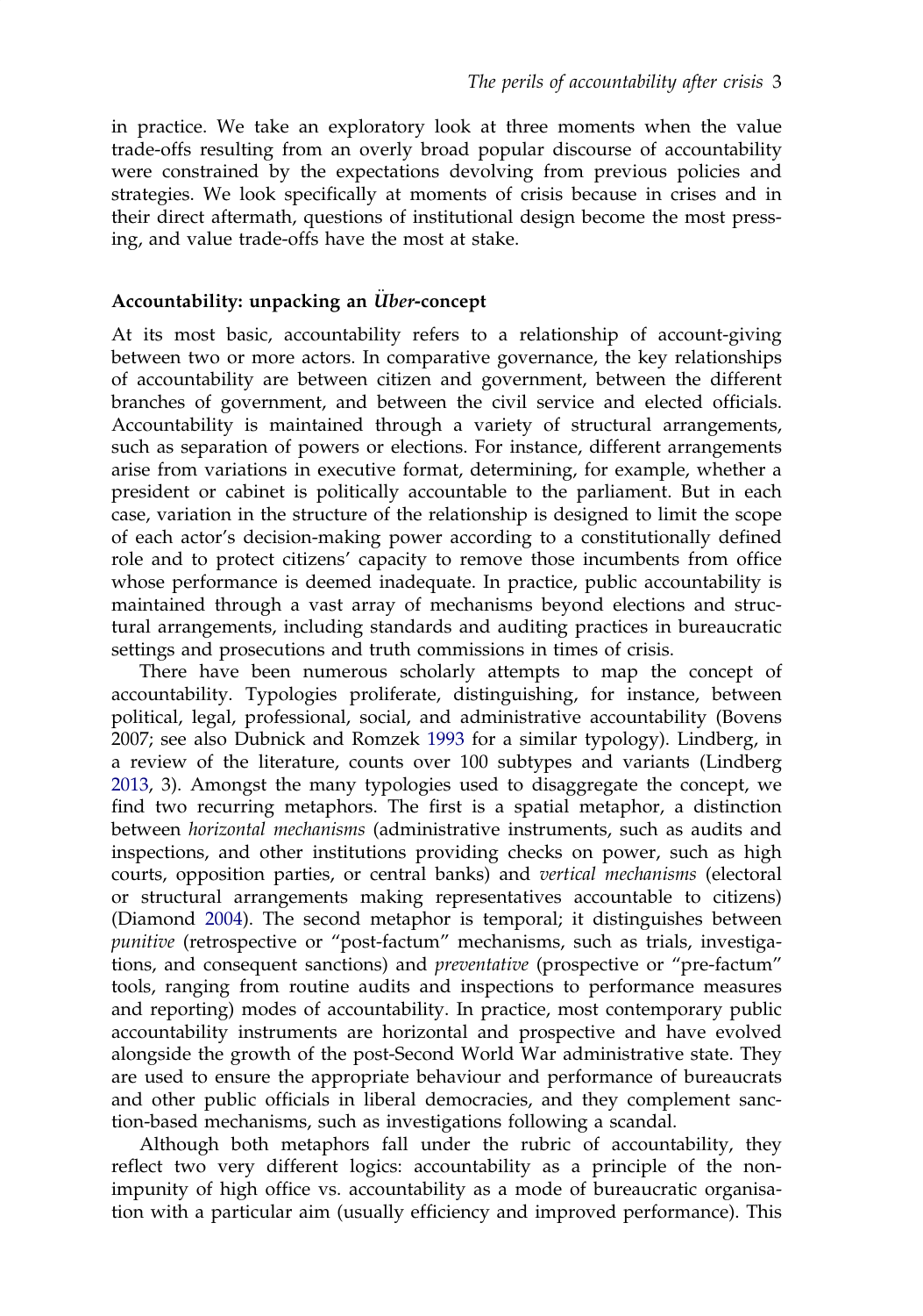in practice. We take an exploratory look at three moments when the value trade-offs resulting from an overly broad popular discourse of accountability were constrained by the expectations devolving from previous policies and strategies. We look specifically at moments of crisis because in crises and in their direct aftermath, questions of institutional design become the most pressing, and value trade-offs have the most at stake.

## Accountability: unpacking an *Über*-concept

At its most basic, accountability refers to a relationship of account-giving between two or more actors. In comparative governance, the key relationships of accountability are between citizen and government, between the different branches of government, and between the civil service and elected officials. Accountability is maintained through a variety of structural arrangements, such as separation of powers or elections. For instance, different arrangements arise from variations in executive format, determining, for example, whether a president or cabinet is politically accountable to the parliament. But in each case, variation in the structure of the relationship is designed to limit the scope of each actor's decision-making power according to a constitutionally defined role and to protect citizens' capacity to remove those incumbents from office whose performance is deemed inadequate. In practice, public accountability is maintained through a vast array of mechanisms beyond elections and structural arrangements, including standards and auditing practices in bureaucratic settings and prosecutions and truth commissions in times of crisis.

There have been numerous scholarly attempts to map the concept of accountability. Typologies proliferate, distinguishing, for instance, between political, legal, professional, social, and administrative accountability (Bovens 2007; see also Dubnick and Romzek 1993 for a similar typology). Lindberg, in a review of the literature, counts over 100 subtypes and variants (Lindberg 2013, 3). Amongst the many typologies used to disaggregate the concept, we find two recurring metaphors. The first is a spatial metaphor, a distinction between *horizontal mechanisms* (administrative instruments, such as audits and inspections, and other institutions providing checks on power, such as high courts, opposition parties, or central banks) and *vertical mechanisms* (electoral or structural arrangements making representatives accountable to citizens) (Diamond 2004). The second metaphor is temporal; it distinguishes between *punitive* (retrospective or "post-factum" mechanisms, such as trials, investigations, and consequent sanctions) and *preventative* (prospective or "pre-factum" tools, ranging from routine audits and inspections to performance measures and reporting) modes of accountability. In practice, most contemporary public accountability instruments are horizontal and prospective and have evolved alongside the growth of the post-Second World War administrative state. They are used to ensure the appropriate behaviour and performance of bureaucrats and other public officials in liberal democracies, and they complement sanction-based mechanisms, such as investigations following a scandal.

Although both metaphors fall under the rubric of accountability, they reflect two very different logics: accountability as a principle of the non-impunity of high office vs. accountability as a mode of bureaucratic organisation with a particular aim (usually efficiency and improved performance). This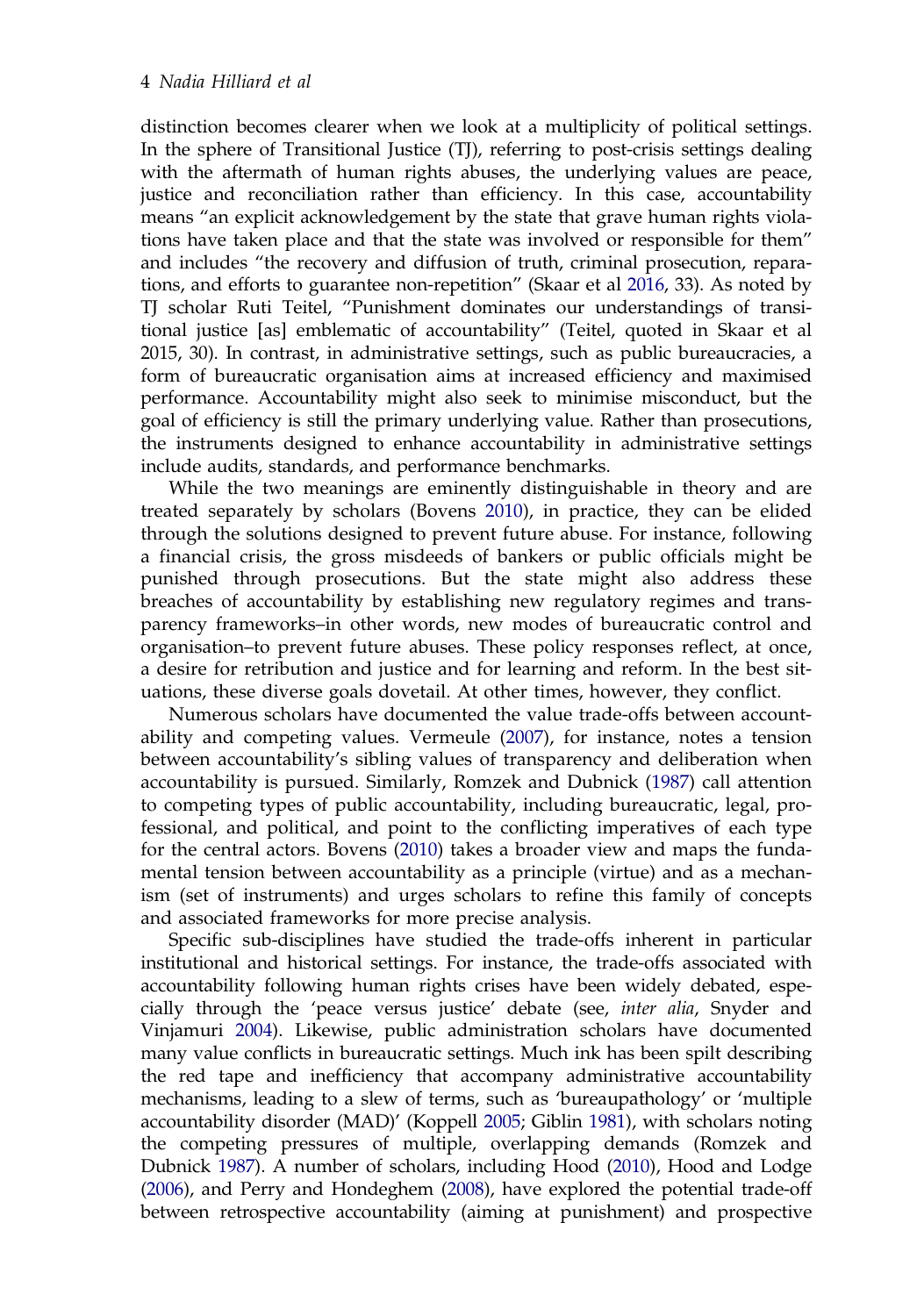distinction becomes clearer when we look at a multiplicity of political settings. In the sphere of Transitional Justice (TJ), referring to post-crisis settings dealing with the aftermath of human rights abuses, the underlying values are peace, justice and reconciliation rather than efficiency. In this case, accountability means "an explicit acknowledgement by the state that grave human rights violations have taken place and that the state was involved or responsible for them" and includes "the recovery and diffusion of truth, criminal prosecution, reparations, and efforts to guarantee non-repetition" (Skaar et al 2016, 33). As noted by TJ scholar Ruti Teitel, "Punishment dominates our understandings of transitional justice [as] emblematic of accountability" (Teitel, quoted in Skaar et al 2015, 30). In contrast, in administrative settings, such as public bureaucracies, a form of bureaucratic organisation aims at increased efficiency and maximised performance. Accountability might also seek to minimise misconduct, but the goal of efficiency is still the primary underlying value. Rather than prosecutions, the instruments designed to enhance accountability in administrative settings include audits, standards, and performance benchmarks.

While the two meanings are eminently distinguishable in theory and are treated separately by scholars (Bovens 2010), in practice, they can be elided through the solutions designed to prevent future abuse. For instance, following a financial crisis, the gross misdeeds of bankers or public officials might be punished through prosecutions. But the state might also address these breaches of accountability by establishing new regulatory regimes and transparency frameworks–in other words, new modes of bureaucratic control and organisation–to prevent future abuses. These policy responses reflect, at once, a desire for retribution and justice and for learning and reform. In the best situations, these diverse goals dovetail. At other times, however, they conflict.

Numerous scholars have documented the value trade-offs between accountability and competing values. Vermeule (2007), for instance, notes a tension between accountability's sibling values of transparency and deliberation when accountability is pursued. Similarly, Romzek and Dubnick (1987) call attention to competing types of public accountability, including bureaucratic, legal, professional, and political, and point to the conflicting imperatives of each type for the central actors. Bovens (2010) takes a broader view and maps the fundamental tension between accountability as a principle (virtue) and as a mechanism (set of instruments) and urges scholars to refine this family of concepts and associated frameworks for more precise analysis.

Specific sub-disciplines have studied the trade-offs inherent in particular institutional and historical settings. For instance, the trade-offs associated with accountability following human rights crises have been widely debated, especially through the 'peace versus justice' debate (see, *inter alia*, Snyder and Vinjamuri 2004). Likewise, public administration scholars have documented many value conflicts in bureaucratic settings. Much ink has been spilt describing the red tape and inefficiency that accompany administrative accountability mechanisms, leading to a slew of terms, such as 'bureaupathology' or 'multiple accountability disorder (MAD)' (Koppell 2005; Giblin 1981), with scholars noting the competing pressures of multiple, overlapping demands (Romzek and Dubnick 1987). A number of scholars, including Hood (2010), Hood and Lodge (2006), and Perry and Hondeghem (2008), have explored the potential trade-off between retrospective accountability (aiming at punishment) and prospective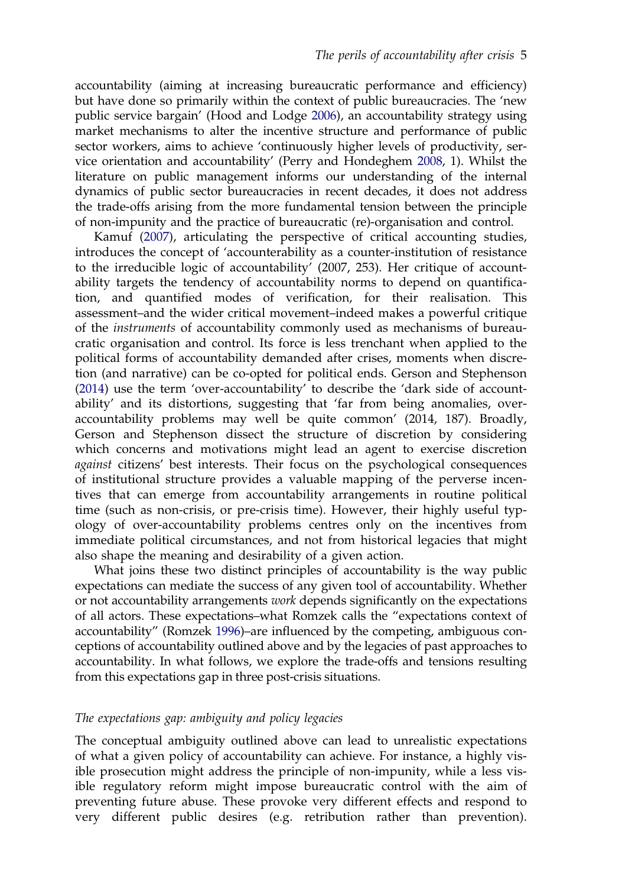accountability (aiming at increasing bureaucratic performance and efficiency) but have done so primarily within the context of public bureaucracies. The 'new public service bargain' (Hood and Lodge 2006), an accountability strategy using market mechanisms to alter the incentive structure and performance of public sector workers, aims to achieve 'continuously higher levels of productivity, service orientation and accountability' (Perry and Hondeghem 2008, 1). Whilst the literature on public management informs our understanding of the internal dynamics of public sector bureaucracies in recent decades, it does not address the trade-offs arising from the more fundamental tension between the principle of non-impunity and the practice of bureaucratic (re)-organisation and control.

Kamuf (2007), articulating the perspective of critical accounting studies, introduces the concept of 'accounterability as a counter-institution of resistance to the irreducible logic of accountability' (2007, 253). Her critique of accountability targets the tendency of accountability norms to depend on quantification, and quantified modes of verification, for their realisation. This assessment–and the wider critical movement–indeed makes a powerful critique of the *instruments* of accountability commonly used as mechanisms of bureaucratic organisation and control. Its force is less trenchant when applied to the political forms of accountability demanded after crises, moments when discretion (and narrative) can be co-opted for political ends. Gerson and Stephenson (2014) use the term 'over-accountability' to describe the 'dark side of accountability' and its distortions, suggesting that 'far from being anomalies, over-accountability problems may well be quite common' (2014, 187). Broadly, Gerson and Stephenson dissect the structure of discretion by considering which concerns and motivations might lead an agent to exercise discretion *against* citizens' best interests. Their focus on the psychological consequences of institutional structure provides a valuable mapping of the perverse incentives that can emerge from accountability arrangements in routine political time (such as non-crisis, or pre-crisis time). However, their highly useful typology of over-accountability problems centres only on the incentives from immediate political circumstances, and not from historical legacies that might also shape the meaning and desirability of a given action.

What joins these two distinct principles of accountability is the way public expectations can mediate the success of any given tool of accountability. Whether or not accountability arrangements *work* depends significantly on the expectations of all actors. These expectations–what Romzek calls the "expectations context of accountability" (Romzek 1996)–are influenced by the competing, ambiguous conceptions of accountability outlined above and by the legacies of past approaches to accountability. In what follows, we explore the trade-offs and tensions resulting from this expectations gap in three post-crisis situations.

### *The expectations gap: ambiguity and policy legacies*

The conceptual ambiguity outlined above can lead to unrealistic expectations of what a given policy of accountability can achieve. For instance, a highly visible prosecution might address the principle of non-impunity, while a less visible regulatory reform might impose bureaucratic control with the aim of preventing future abuse. These provoke very different effects and respond to very different public desires (e.g. retribution rather than prevention).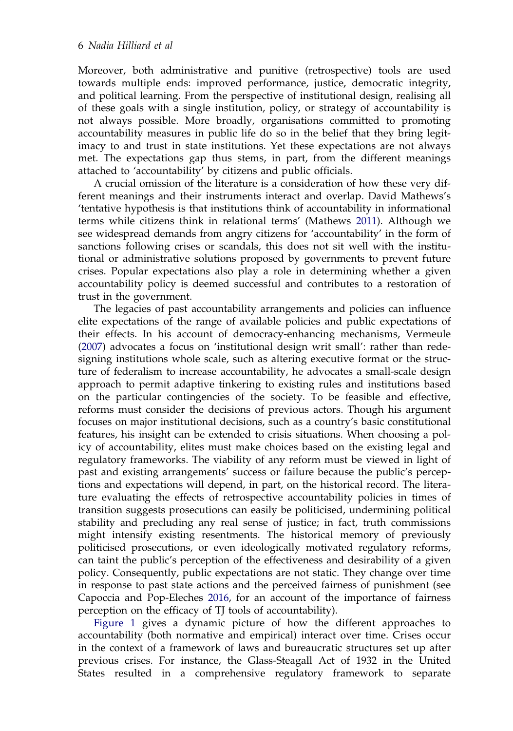Moreover, both administrative and punitive (retrospective) tools are used towards multiple ends: improved performance, justice, democratic integrity, and political learning. From the perspective of institutional design, realising all of these goals with a single institution, policy, or strategy of accountability is not always possible. More broadly, organisations committed to promoting accountability measures in public life do so in the belief that they bring legitimacy to and trust in state institutions. Yet these expectations are not always met. The expectations gap thus stems, in part, from the different meanings attached to 'accountability' by citizens and public officials.

A crucial omission of the literature is a consideration of how these very different meanings and their instruments interact and overlap. David Mathews's 'tentative hypothesis is that institutions think of accountability in informational terms while citizens think in relational terms' (Mathews 2011). Although we see widespread demands from angry citizens for 'accountability' in the form of sanctions following crises or scandals, this does not sit well with the institutional or administrative solutions proposed by governments to prevent future crises. Popular expectations also play a role in determining whether a given accountability policy is deemed successful and contributes to a restoration of trust in the government.

The legacies of past accountability arrangements and policies can influence elite expectations of the range of available policies and public expectations of their effects. In his account of democracy-enhancing mechanisms, Vermeule (2007) advocates a focus on 'institutional design writ small': rather than redesigning institutions whole scale, such as altering executive format or the structure of federalism to increase accountability, he advocates a small-scale design approach to permit adaptive tinkering to existing rules and institutions based on the particular contingencies of the society. To be feasible and effective, reforms must consider the decisions of previous actors. Though his argument focuses on major institutional decisions, such as a country's basic constitutional features, his insight can be extended to crisis situations. When choosing a policy of accountability, elites must make choices based on the existing legal and regulatory frameworks. The viability of any reform must be viewed in light of past and existing arrangements' success or failure because the public's perceptions and expectations will depend, in part, on the historical record. The literature evaluating the effects of retrospective accountability policies in times of transition suggests prosecutions can easily be politicised, undermining political stability and precluding any real sense of justice; in fact, truth commissions might intensify existing resentments. The historical memory of previously politicised prosecutions, or even ideologically motivated regulatory reforms, can taint the public's perception of the effectiveness and desirability of a given policy. Consequently, public expectations are not static. They change over time in response to past state actions and the perceived fairness of punishment (see Capoccia and Pop-Eleches 2016, for an account of the importance of fairness perception on the efficacy of TJ tools of accountability).

Figure 1 gives a dynamic picture of how the different approaches to accountability (both normative and empirical) interact over time. Crises occur in the context of a framework of laws and bureaucratic structures set up after previous crises. For instance, the Glass-Steagall Act of 1932 in the United States resulted in a comprehensive regulatory framework to separate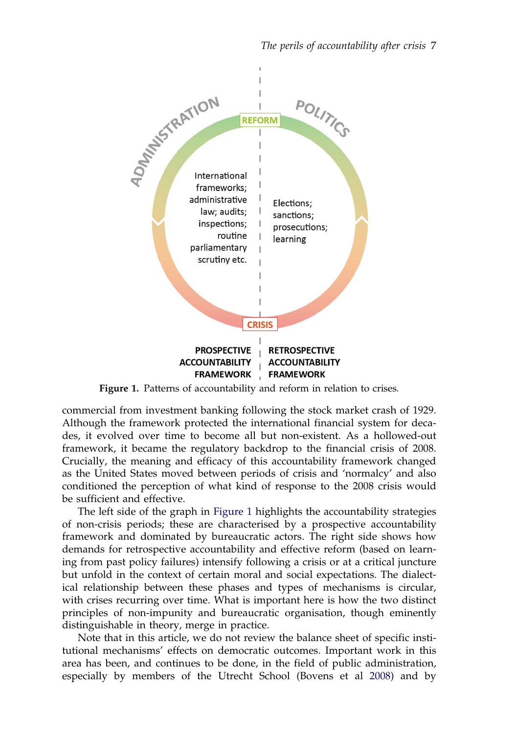ADMINISTRATION

REFORM

POLITICS

International frameworks; administrative law; audits; inspections; routine parliamentary scrutiny etc.

Elections; sanctions; prosecutions; learning

CRISIS

**PROSPECTIVE ACCOUNTABILITY FRAMEWORK**

**RETROSPECTIVE ACCOUNTABILITY FRAMEWORK**

**Figure 1.** Patterns of accountability and reform in relation to crises.

commercial from investment banking following the stock market crash of 1929. Although the framework protected the international financial system for decades, it evolved over time to become all but non-existent. As a hollowed-out framework, it became the regulatory backdrop to the financial crisis of 2008. Crucially, the meaning and efficacy of this accountability framework changed as the United States moved between periods of crisis and 'normalcy' and also conditioned the perception of what kind of response to the 2008 crisis would be sufficient and effective.

The left side of the graph in Figure 1 highlights the accountability strategies of non-crisis periods; these are characterised by a prospective accountability framework and dominated by bureaucratic actors. The right side shows how demands for retrospective accountability and effective reform (based on learning from past policy failures) intensify following a crisis or at a critical juncture but unfold in the context of certain moral and social expectations. The dialectical relationship between these phases and types of mechanisms is circular, with crises recurring over time. What is important here is how the two distinct principles of non-impunity and bureaucratic organisation, though eminently distinguishable in theory, merge in practice.

Note that in this article, we do not review the balance sheet of specific institutional mechanisms' effects on democratic outcomes. Important work in this area has been, and continues to be done, in the field of public administration, especially by members of the Utrecht School (Bovens et al 2008) and by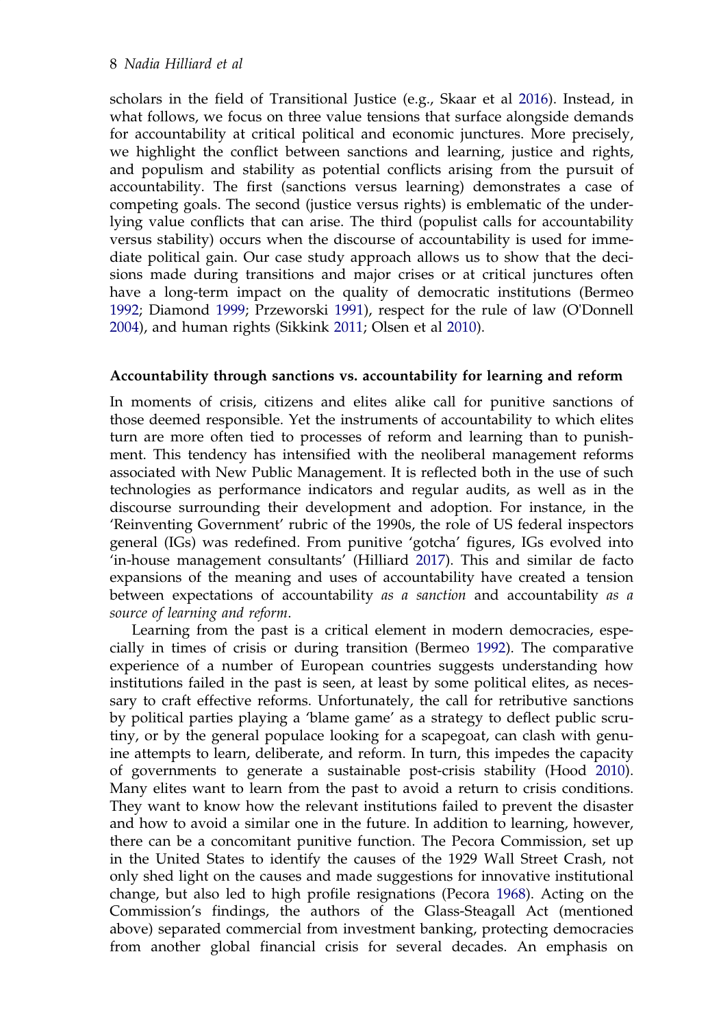scholars in the field of Transitional Justice (e.g., Skaar et al 2016). Instead, in what follows, we focus on three value tensions that surface alongside demands for accountability at critical political and economic junctures. More precisely, we highlight the conflict between sanctions and learning, justice and rights, and populism and stability as potential conflicts arising from the pursuit of accountability. The first (sanctions versus learning) demonstrates a case of competing goals. The second (justice versus rights) is emblematic of the underlying value conflicts that can arise. The third (populist calls for accountability versus stability) occurs when the discourse of accountability is used for immediate political gain. Our case study approach allows us to show that the decisions made during transitions and major crises or at critical junctures often have a long-term impact on the quality of democratic institutions (Bermeo 1992; Diamond 1999; Przeworski 1991), respect for the rule of law (O'Donnell 2004), and human rights (Sikkink 2011; Olsen et al 2010).

### Accountability through sanctions vs. accountability for learning and reform

In moments of crisis, citizens and elites alike call for punitive sanctions of those deemed responsible. Yet the instruments of accountability to which elites turn are more often tied to processes of reform and learning than to punishment. This tendency has intensified with the neoliberal management reforms associated with New Public Management. It is reflected both in the use of such technologies as performance indicators and regular audits, as well as in the discourse surrounding their development and adoption. For instance, in the 'Reinventing Government' rubric of the 1990s, the role of US federal inspectors general (IGs) was redefined. From punitive 'gotcha' figures, IGs evolved into 'in-house management consultants' (Hilliard 2017). This and similar de facto expansions of the meaning and uses of accountability have created a tension between expectations of accountability *as a sanction* and accountability *as a source of learning and reform*.

Learning from the past is a critical element in modern democracies, especially in times of crisis or during transition (Bermeo 1992). The comparative experience of a number of European countries suggests understanding how institutions failed in the past is seen, at least by some political elites, as necessary to craft effective reforms. Unfortunately, the call for retributive sanctions by political parties playing a 'blame game' as a strategy to deflect public scrutiny, or by the general populace looking for a scapegoat, can clash with genuine attempts to learn, deliberate, and reform. In turn, this impedes the capacity of governments to generate a sustainable post-crisis stability (Hood 2010). Many elites want to learn from the past to avoid a return to crisis conditions. They want to know how the relevant institutions failed to prevent the disaster and how to avoid a similar one in the future. In addition to learning, however, there can be a concomitant punitive function. The Pecora Commission, set up in the United States to identify the causes of the 1929 Wall Street Crash, not only shed light on the causes and made suggestions for innovative institutional change, but also led to high profile resignations (Pecora 1968). Acting on the Commission's findings, the authors of the Glass-Steagall Act (mentioned above) separated commercial from investment banking, protecting democracies from another global financial crisis for several decades. An emphasis on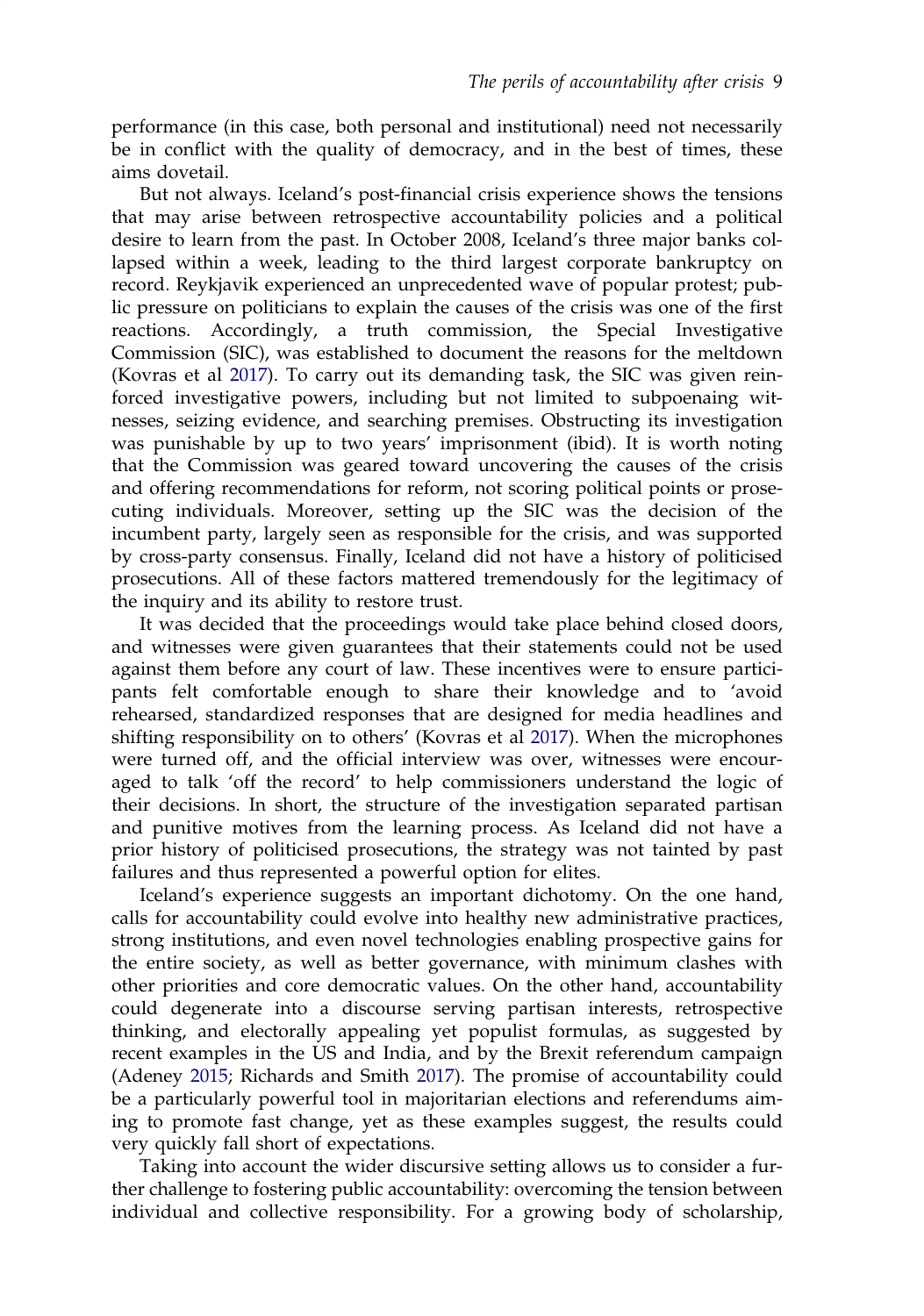performance (in this case, both personal and institutional) need not necessarily be in conflict with the quality of democracy, and in the best of times, these aims dovetail.

But not always. Iceland's post-financial crisis experience shows the tensions that may arise between retrospective accountability policies and a political desire to learn from the past. In October 2008, Iceland's three major banks collapsed within a week, leading to the third largest corporate bankruptcy on record. Reykjavik experienced an unprecedented wave of popular protest; public pressure on politicians to explain the causes of the crisis was one of the first reactions. Accordingly, a truth commission, the Special Investigative Commission (SIC), was established to document the reasons for the meltdown (Kovras et al 2017). To carry out its demanding task, the SIC was given reinforced investigative powers, including but not limited to subpoenaing witnesses, seizing evidence, and searching premises. Obstructing its investigation was punishable by up to two years' imprisonment (ibid). It is worth noting that the Commission was geared toward uncovering the causes of the crisis and offering recommendations for reform, not scoring political points or prosecuting individuals. Moreover, setting up the SIC was the decision of the incumbent party, largely seen as responsible for the crisis, and was supported by cross-party consensus. Finally, Iceland did not have a history of politicised prosecutions. All of these factors mattered tremendously for the legitimacy of the inquiry and its ability to restore trust.

It was decided that the proceedings would take place behind closed doors, and witnesses were given guarantees that their statements could not be used against them before any court of law. These incentives were to ensure participants felt comfortable enough to share their knowledge and to 'avoid rehearsed, standardized responses that are designed for media headlines and shifting responsibility on to others' (Kovras et al 2017). When the microphones were turned off, and the official interview was over, witnesses were encouraged to talk 'off the record' to help commissioners understand the logic of their decisions. In short, the structure of the investigation separated partisan and punitive motives from the learning process. As Iceland did not have a prior history of politicised prosecutions, the strategy was not tainted by past failures and thus represented a powerful option for elites.

Iceland's experience suggests an important dichotomy. On the one hand, calls for accountability could evolve into healthy new administrative practices, strong institutions, and even novel technologies enabling prospective gains for the entire society, as well as better governance, with minimum clashes with other priorities and core democratic values. On the other hand, accountability could degenerate into a discourse serving partisan interests, retrospective thinking, and electorally appealing yet populist formulas, as suggested by recent examples in the US and India, and by the Brexit referendum campaign (Adeney 2015; Richards and Smith 2017). The promise of accountability could be a particularly powerful tool in majoritarian elections and referendums aiming to promote fast change, yet as these examples suggest, the results could very quickly fall short of expectations.

Taking into account the wider discursive setting allows us to consider a further challenge to fostering public accountability: overcoming the tension between individual and collective responsibility. For a growing body of scholarship,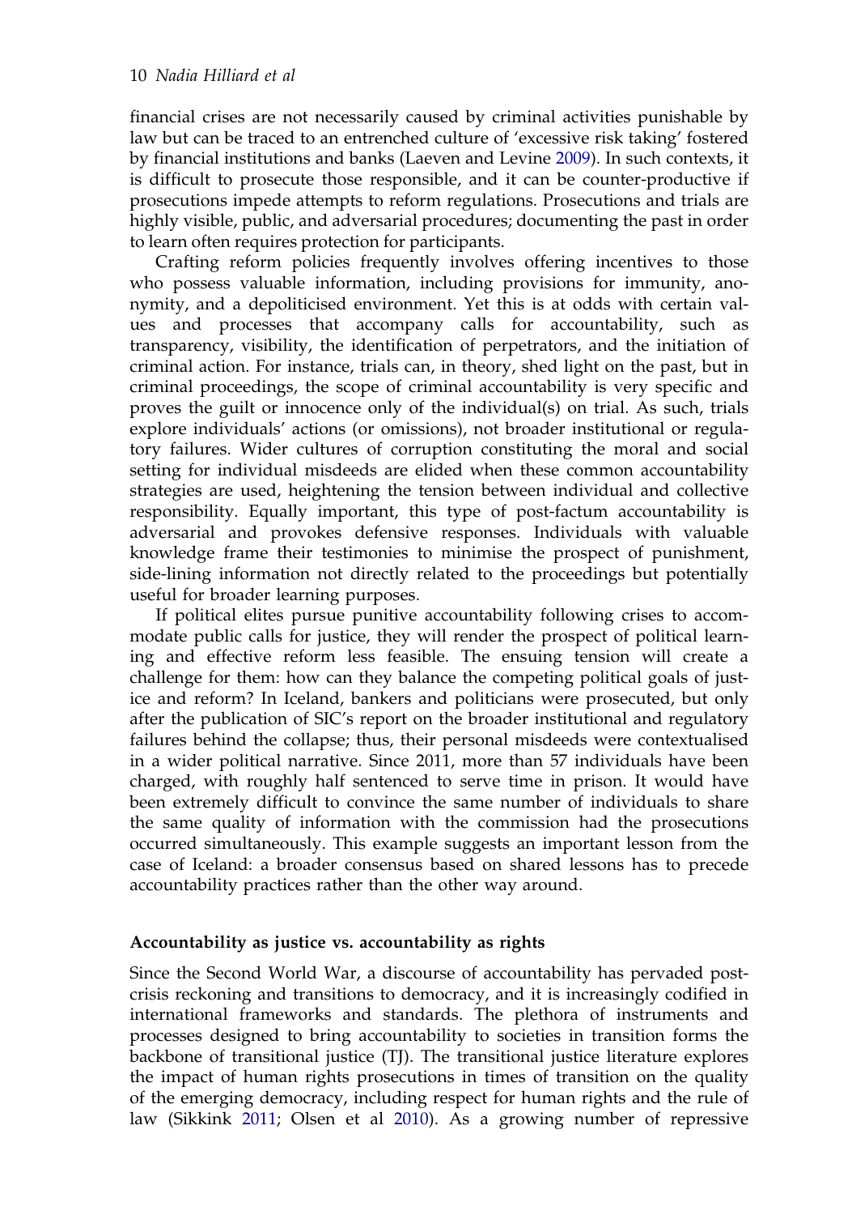financial crises are not necessarily caused by criminal activities punishable by law but can be traced to an entrenched culture of 'excessive risk taking' fostered by financial institutions and banks (Laeven and Levine 2009). In such contexts, it is difficult to prosecute those responsible, and it can be counter-productive if prosecutions impede attempts to reform regulations. Prosecutions and trials are highly visible, public, and adversarial procedures; documenting the past in order to learn often requires protection for participants.

Crafting reform policies frequently involves offering incentives to those who possess valuable information, including provisions for immunity, anonymity, and a depoliticised environment. Yet this is at odds with certain values and processes that accompany calls for accountability, such as transparency, visibility, the identification of perpetrators, and the initiation of criminal action. For instance, trials can, in theory, shed light on the past, but in criminal proceedings, the scope of criminal accountability is very specific and proves the guilt or innocence only of the individual(s) on trial. As such, trials explore individuals' actions (or omissions), not broader institutional or regulatory failures. Wider cultures of corruption constituting the moral and social setting for individual misdeeds are elided when these common accountability strategies are used, heightening the tension between individual and collective responsibility. Equally important, this type of post-factum accountability is adversarial and provokes defensive responses. Individuals with valuable knowledge frame their testimonies to minimise the prospect of punishment, side-lining information not directly related to the proceedings but potentially useful for broader learning purposes.

If political elites pursue punitive accountability following crises to accommodate public calls for justice, they will render the prospect of political learning and effective reform less feasible. The ensuing tension will create a challenge for them: how can they balance the competing political goals of justice and reform? In Iceland, bankers and politicians were prosecuted, but only after the publication of SIC's report on the broader institutional and regulatory failures behind the collapse; thus, their personal misdeeds were contextualised in a wider political narrative. Since 2011, more than 57 individuals have been charged, with roughly half sentenced to serve time in prison. It would have been extremely difficult to convince the same number of individuals to share the same quality of information with the commission had the prosecutions occurred simultaneously. This example suggests an important lesson from the case of Iceland: a broader consensus based on shared lessons has to precede accountability practices rather than the other way around.

### Accountability as justice vs. accountability as rights

Since the Second World War, a discourse of accountability has pervaded post-crisis reckoning and transitions to democracy, and it is increasingly codified in international frameworks and standards. The plethora of instruments and processes designed to bring accountability to societies in transition forms the backbone of transitional justice (TJ). The transitional justice literature explores the impact of human rights prosecutions in times of transition on the quality of the emerging democracy, including respect for human rights and the rule of law (Sikkink 2011; Olsen et al 2010). As a growing number of repressive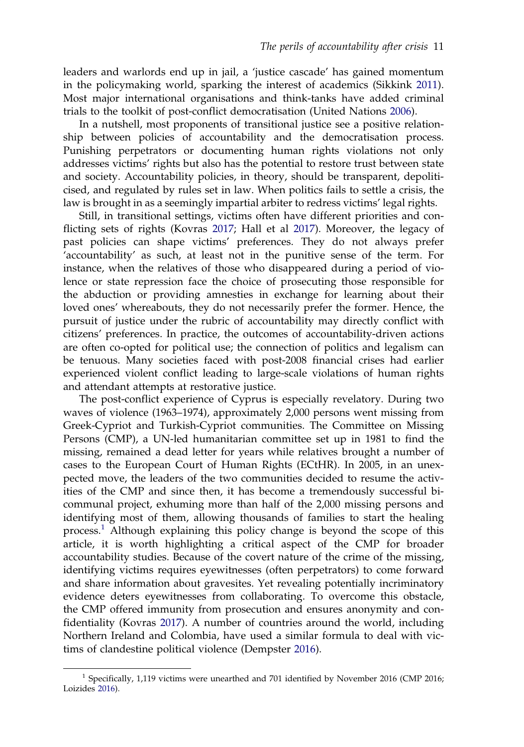leaders and warlords end up in jail, a 'justice cascade' has gained momentum in the policymaking world, sparking the interest of academics (Sikkink 2011). Most major international organisations and think-tanks have added criminal trials to the toolkit of post-conflict democratisation (United Nations 2006).

In a nutshell, most proponents of transitional justice see a positive relationship between policies of accountability and the democratisation process. Punishing perpetrators or documenting human rights violations not only addresses victims' rights but also has the potential to restore trust between state and society. Accountability policies, in theory, should be transparent, depoliticised, and regulated by rules set in law. When politics fails to settle a crisis, the law is brought in as a seemingly impartial arbiter to redress victims' legal rights.

Still, in transitional settings, victims often have different priorities and conflicting sets of rights (Kovras 2017; Hall et al 2017). Moreover, the legacy of past policies can shape victims' preferences. They do not always prefer 'accountability' as such, at least not in the punitive sense of the term. For instance, when the relatives of those who disappeared during a period of violence or state repression face the choice of prosecuting those responsible for the abduction or providing amnesties in exchange for learning about their loved ones' whereabouts, they do not necessarily prefer the former. Hence, the pursuit of justice under the rubric of accountability may directly conflict with citizens' preferences. In practice, the outcomes of accountability-driven actions are often co-opted for political use; the connection of politics and legalism can be tenuous. Many societies faced with post-2008 financial crises had earlier experienced violent conflict leading to large-scale violations of human rights and attendant attempts at restorative justice.

The post-conflict experience of Cyprus is especially revelatory. During two waves of violence (1963–1974), approximately 2,000 persons went missing from Greek-Cypriot and Turkish-Cypriot communities. The Committee on Missing Persons (CMP), a UN-led humanitarian committee set up in 1981 to find the missing, remained a dead letter for years while relatives brought a number of cases to the European Court of Human Rights (ECtHR). In 2005, in an unexpected move, the leaders of the two communities decided to resume the activities of the CMP and since then, it has become a tremendously successful bi-communal project, exhuming more than half of the 2,000 missing persons and identifying most of them, allowing thousands of families to start the healing process.[1] Although explaining this policy change is beyond the scope of this article, it is worth highlighting a critical aspect of the CMP for broader accountability studies. Because of the covert nature of the crime of the missing, identifying victims requires eyewitnesses (often perpetrators) to come forward and share information about gravesites. Yet revealing potentially incriminatory evidence deters eyewitnesses from collaborating. To overcome this obstacle, the CMP offered immunity from prosecution and ensures anonymity and confidentiality (Kovras 2017). A number of countries around the world, including Northern Ireland and Colombia, have used a similar formula to deal with victims of clandestine political violence (Dempster 2016).

[1] Specifically, 1,119 victims were unearthed and 701 identified by November 2016 (CMP 2016; Loizides 2016).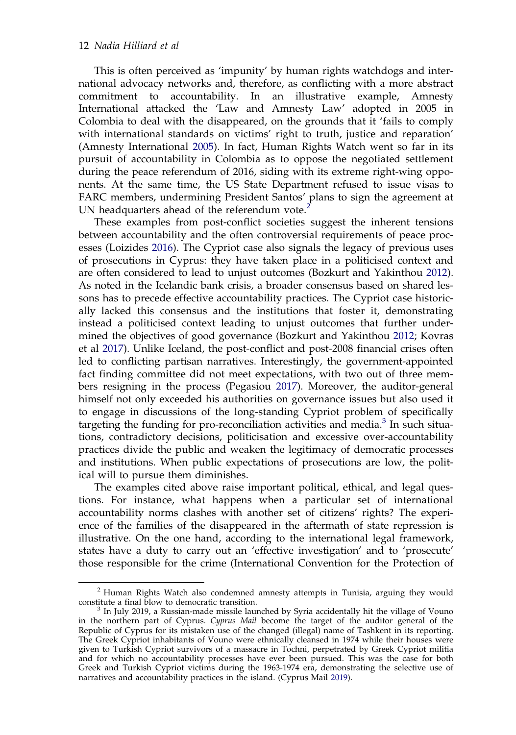This is often perceived as 'impunity' by human rights watchdogs and international advocacy networks and, therefore, as conflicting with a more abstract commitment to accountability. In an illustrative example, Amnesty International attacked the 'Law and Amnesty Law' adopted in 2005 in Colombia to deal with the disappeared, on the grounds that it 'fails to comply with international standards on victims' right to truth, justice and reparation' (Amnesty International 2005). In fact, Human Rights Watch went so far in its pursuit of accountability in Colombia as to oppose the negotiated settlement during the peace referendum of 2016, siding with its extreme right-wing opponents. At the same time, the US State Department refused to issue visas to FARC members, undermining President Santos' plans to sign the agreement at UN headquarters ahead of the referendum vote.[2]

These examples from post-conflict societies suggest the inherent tensions between accountability and the often controversial requirements of peace processes (Loizides 2016). The Cypriot case also signals the legacy of previous uses of prosecutions in Cyprus: they have taken place in a politicised context and are often considered to lead to unjust outcomes (Bozkurt and Yakinthou 2012). As noted in the Icelandic bank crisis, a broader consensus based on shared lessons has to precede effective accountability practices. The Cypriot case historically lacked this consensus and the institutions that foster it, demonstrating instead a politicised context leading to unjust outcomes that further undermined the objectives of good governance (Bozkurt and Yakinthou 2012; Kovras et al 2017). Unlike Iceland, the post-conflict and post-2008 financial crises often led to conflicting partisan narratives. Interestingly, the government-appointed fact finding committee did not meet expectations, with two out of three members resigning in the process (Pegasiou 2017). Moreover, the auditor-general himself not only exceeded his authorities on governance issues but also used it to engage in discussions of the long-standing Cypriot problem of specifically targeting the funding for pro-reconciliation activities and media.[3] In such situations, contradictory decisions, politicisation and excessive over-accountability practices divide the public and weaken the legitimacy of democratic processes and institutions. When public expectations of prosecutions are low, the political will to pursue them diminishes.

The examples cited above raise important political, ethical, and legal questions. For instance, what happens when a particular set of international accountability norms clashes with another set of citizens' rights? The experience of the families of the disappeared in the aftermath of state repression is illustrative. On the one hand, according to the international legal framework, states have a duty to carry out an 'effective investigation' and to 'prosecute' those responsible for the crime (International Convention for the Protection of

[2] Human Rights Watch also condemned amnesty attempts in Tunisia, arguing they would constitute a final blow to democratic transition.

[3] In July 2019, a Russian-made missile launched by Syria accidentally hit the village of Vouno in the northern part of Cyprus. *Cyprus Mail* become the target of the auditor general of the Republic of Cyprus for its mistaken use of the changed (illegal) name of Tashkent in its reporting. The Greek Cypriot inhabitants of Vouno were ethnically cleansed in 1974 while their houses were given to Turkish Cypriot survivors of a massacre in Tochni, perpetrated by Greek Cypriot militia and for which no accountability processes have ever been pursued. This was the case for both Greek and Turkish Cypriot victims during the 1963-1974 era, demonstrating the selective use of narratives and accountability practices in the island. (Cyprus Mail 2019).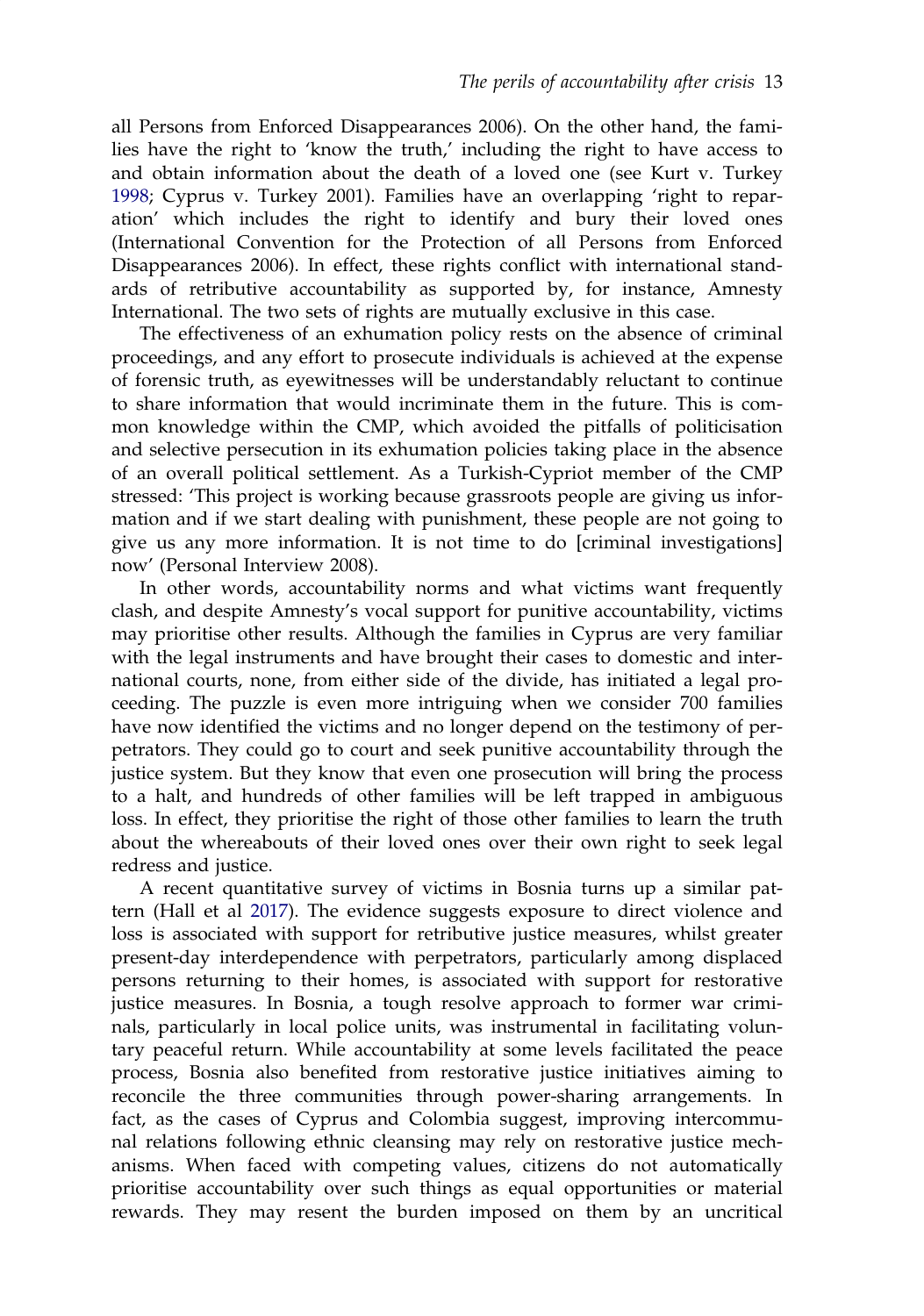all Persons from Enforced Disappearances 2006). On the other hand, the families have the right to 'know the truth,' including the right to have access to and obtain information about the death of a loved one (see Kurt v. Turkey 1998; Cyprus v. Turkey 2001). Families have an overlapping 'right to reparation' which includes the right to identify and bury their loved ones (International Convention for the Protection of all Persons from Enforced Disappearances 2006). In effect, these rights conflict with international standards of retributive accountability as supported by, for instance, Amnesty International. The two sets of rights are mutually exclusive in this case.

The effectiveness of an exhumation policy rests on the absence of criminal proceedings, and any effort to prosecute individuals is achieved at the expense of forensic truth, as eyewitnesses will be understandably reluctant to continue to share information that would incriminate them in the future. This is common knowledge within the CMP, which avoided the pitfalls of politicisation and selective persecution in its exhumation policies taking place in the absence of an overall political settlement. As a Turkish-Cypriot member of the CMP stressed: 'This project is working because grassroots people are giving us information and if we start dealing with punishment, these people are not going to give us any more information. It is not time to do [criminal investigations] now' (Personal Interview 2008).

In other words, accountability norms and what victims want frequently clash, and despite Amnesty's vocal support for punitive accountability, victims may prioritise other results. Although the families in Cyprus are very familiar with the legal instruments and have brought their cases to domestic and international courts, none, from either side of the divide, has initiated a legal proceeding. The puzzle is even more intriguing when we consider 700 families have now identified the victims and no longer depend on the testimony of perpetrators. They could go to court and seek punitive accountability through the justice system. But they know that even one prosecution will bring the process to a halt, and hundreds of other families will be left trapped in ambiguous loss. In effect, they prioritise the right of those other families to learn the truth about the whereabouts of their loved ones over their own right to seek legal redress and justice.

A recent quantitative survey of victims in Bosnia turns up a similar pattern (Hall et al 2017). The evidence suggests exposure to direct violence and loss is associated with support for retributive justice measures, whilst greater present-day interdependence with perpetrators, particularly among displaced persons returning to their homes, is associated with support for restorative justice measures. In Bosnia, a tough resolve approach to former war criminals, particularly in local police units, was instrumental in facilitating voluntary peaceful return. While accountability at some levels facilitated the peace process, Bosnia also benefited from restorative justice initiatives aiming to reconcile the three communities through power-sharing arrangements. In fact, as the cases of Cyprus and Colombia suggest, improving intercommunal relations following ethnic cleansing may rely on restorative justice mechanisms. When faced with competing values, citizens do not automatically prioritise accountability over such things as equal opportunities or material rewards. They may resent the burden imposed on them by an uncritical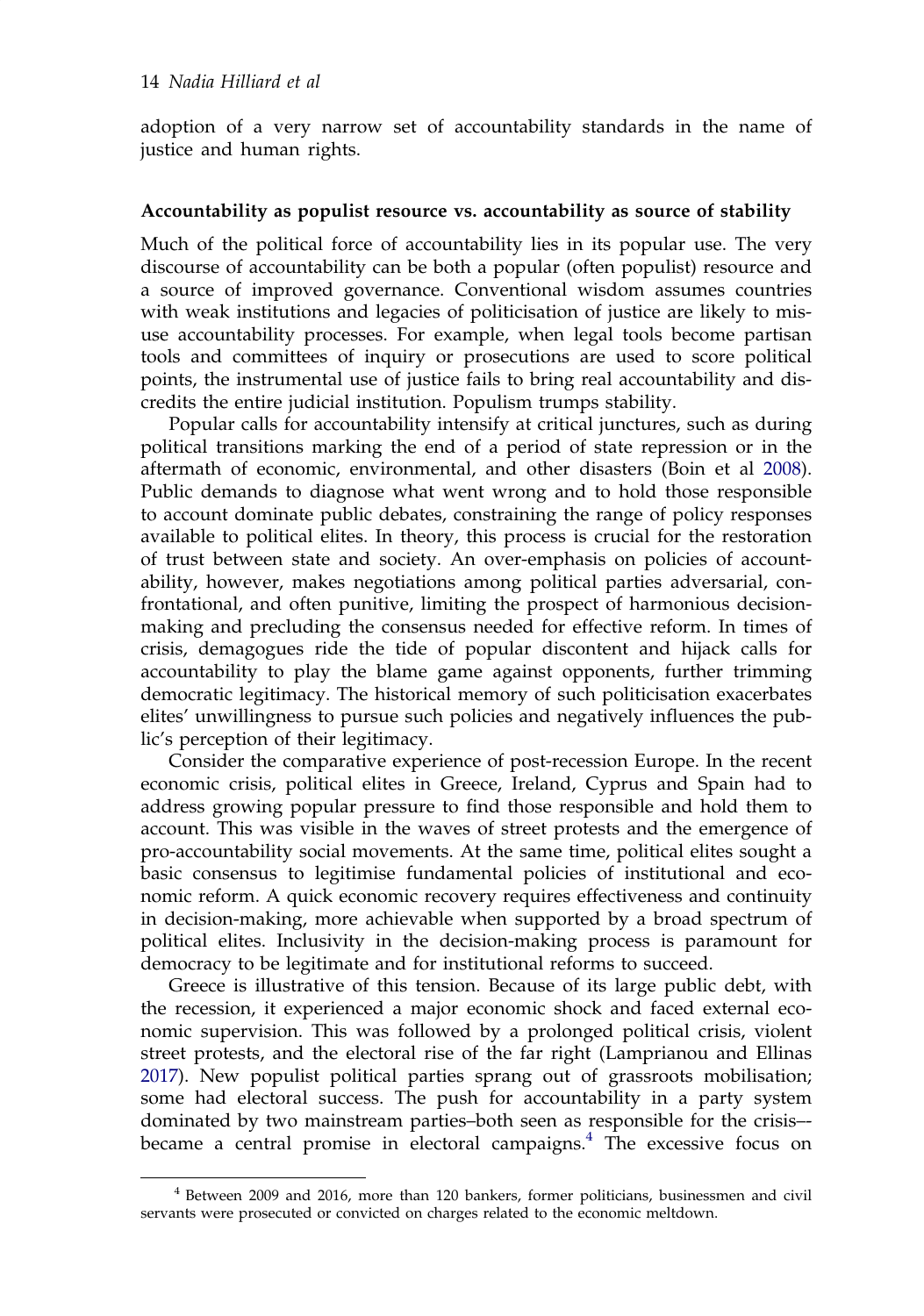adoption of a very narrow set of accountability standards in the name of justice and human rights.

### Accountability as populist resource vs. accountability as source of stability

Much of the political force of accountability lies in its popular use. The very discourse of accountability can be both a popular (often populist) resource and a source of improved governance. Conventional wisdom assumes countries with weak institutions and legacies of politicisation of justice are likely to misuse accountability processes. For example, when legal tools become partisan tools and committees of inquiry or prosecutions are used to score political points, the instrumental use of justice fails to bring real accountability and discredits the entire judicial institution. Populism trumps stability.

Popular calls for accountability intensify at critical junctures, such as during political transitions marking the end of a period of state repression or in the aftermath of economic, environmental, and other disasters (Boin et al 2008). Public demands to diagnose what went wrong and to hold those responsible to account dominate public debates, constraining the range of policy responses available to political elites. In theory, this process is crucial for the restoration of trust between state and society. An over-emphasis on policies of accountability, however, makes negotiations among political parties adversarial, confrontational, and often punitive, limiting the prospect of harmonious decision-making and precluding the consensus needed for effective reform. In times of crisis, demagogues ride the tide of popular discontent and hijack calls for accountability to play the blame game against opponents, further trimming democratic legitimacy. The historical memory of such politicisation exacerbates elites' unwillingness to pursue such policies and negatively influences the public's perception of their legitimacy.

Consider the comparative experience of post-recession Europe. In the recent economic crisis, political elites in Greece, Ireland, Cyprus and Spain had to address growing popular pressure to find those responsible and hold them to account. This was visible in the waves of street protests and the emergence of pro-accountability social movements. At the same time, political elites sought a basic consensus to legitimise fundamental policies of institutional and economic reform. A quick economic recovery requires effectiveness and continuity in decision-making, more achievable when supported by a broad spectrum of political elites. Inclusivity in the decision-making process is paramount for democracy to be legitimate and for institutional reforms to succeed.

Greece is illustrative of this tension. Because of its large public debt, with the recession, it experienced a major economic shock and faced external economic supervision. This was followed by a prolonged political crisis, violent street protests, and the electoral rise of the far right (Lamprianou and Ellinas 2017). New populist political parties sprang out of grassroots mobilisation; some had electoral success. The push for accountability in a party system dominated by two mainstream parties–both seen as responsible for the crisis–-became a central promise in electoral campaigns.[4] The excessive focus on

[4] Between 2009 and 2016, more than 120 bankers, former politicians, businessmen and civil servants were prosecuted or convicted on charges related to the economic meltdown.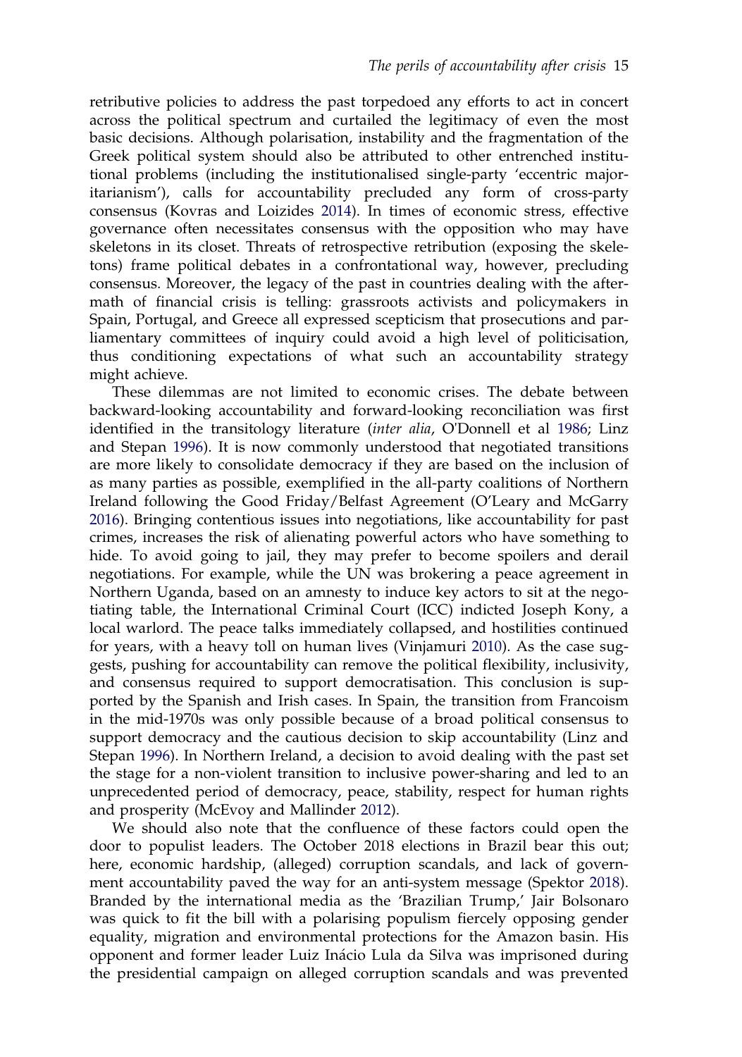retributive policies to address the past torpedoed any efforts to act in concert across the political spectrum and curtailed the legitimacy of even the most basic decisions. Although polarisation, instability and the fragmentation of the Greek political system should also be attributed to other entrenched institutional problems (including the institutionalised single-party 'eccentric majoritarianism'), calls for accountability precluded any form of cross-party consensus (Kovras and Loizides 2014). In times of economic stress, effective governance often necessitates consensus with the opposition who may have skeletons in its closet. Threats of retrospective retribution (exposing the skeletons) frame political debates in a confrontational way, however, precluding consensus. Moreover, the legacy of the past in countries dealing with the aftermath of financial crisis is telling: grassroots activists and policymakers in Spain, Portugal, and Greece all expressed scepticism that prosecutions and parliamentary committees of inquiry could avoid a high level of politicisation, thus conditioning expectations of what such an accountability strategy might achieve.

These dilemmas are not limited to economic crises. The debate between backward-looking accountability and forward-looking reconciliation was first identified in the transitology literature (*inter alia*, O'Donnell et al 1986; Linz and Stepan 1996). It is now commonly understood that negotiated transitions are more likely to consolidate democracy if they are based on the inclusion of as many parties as possible, exemplified in the all-party coalitions of Northern Ireland following the Good Friday/Belfast Agreement (O'Leary and McGarry 2016). Bringing contentious issues into negotiations, like accountability for past crimes, increases the risk of alienating powerful actors who have something to hide. To avoid going to jail, they may prefer to become spoilers and derail negotiations. For example, while the UN was brokering a peace agreement in Northern Uganda, based on an amnesty to induce key actors to sit at the negotiating table, the International Criminal Court (ICC) indicted Joseph Kony, a local warlord. The peace talks immediately collapsed, and hostilities continued for years, with a heavy toll on human lives (Vinjamuri 2010). As the case suggests, pushing for accountability can remove the political flexibility, inclusivity, and consensus required to support democratisation. This conclusion is supported by the Spanish and Irish cases. In Spain, the transition from Francoism in the mid-1970s was only possible because of a broad political consensus to support democracy and the cautious decision to skip accountability (Linz and Stepan 1996). In Northern Ireland, a decision to avoid dealing with the past set the stage for a non-violent transition to inclusive power-sharing and led to an unprecedented period of democracy, peace, stability, respect for human rights and prosperity (McEvoy and Mallinder 2012).

We should also note that the confluence of these factors could open the door to populist leaders. The October 2018 elections in Brazil bear this out; here, economic hardship, (alleged) corruption scandals, and lack of government accountability paved the way for an anti-system message (Spektor 2018). Branded by the international media as the 'Brazilian Trump,' Jair Bolsonaro was quick to fit the bill with a polarising populism fiercely opposing gender equality, migration and environmental protections for the Amazon basin. His opponent and former leader Luiz Inácio Lula da Silva was imprisoned during the presidential campaign on alleged corruption scandals and was prevented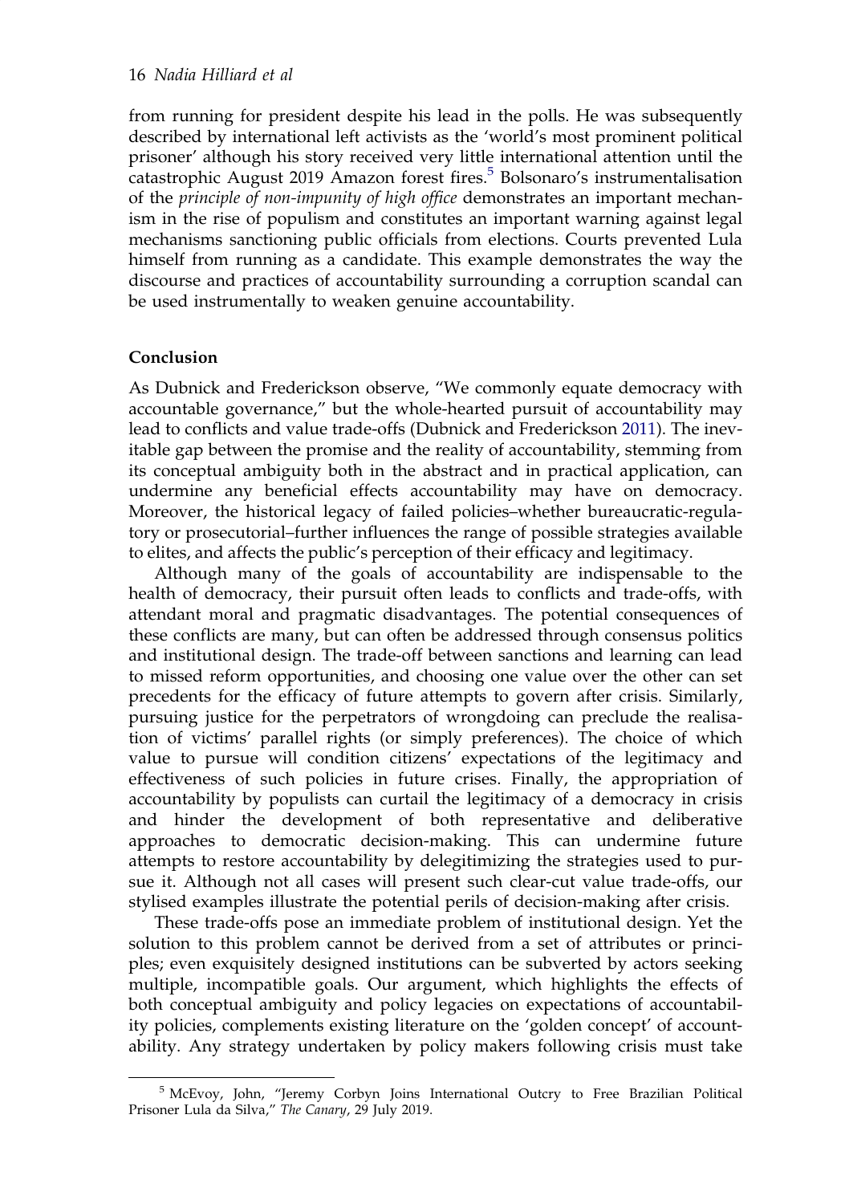from running for president despite his lead in the polls. He was subsequently described by international left activists as the 'world's most prominent political prisoner' although his story received very little international attention until the catastrophic August 2019 Amazon forest fires.[5] Bolsonaro's instrumentalisation of the *principle of non-impunity of high office* demonstrates an important mechanism in the rise of populism and constitutes an important warning against legal mechanisms sanctioning public officials from elections. Courts prevented Lula himself from running as a candidate. This example demonstrates the way the discourse and practices of accountability surrounding a corruption scandal can be used instrumentally to weaken genuine accountability.

## Conclusion

As Dubnick and Frederickson observe, "We commonly equate democracy with accountable governance," but the whole-hearted pursuit of accountability may lead to conflicts and value trade-offs (Dubnick and Frederickson 2011). The inevitable gap between the promise and the reality of accountability, stemming from its conceptual ambiguity both in the abstract and in practical application, can undermine any beneficial effects accountability may have on democracy. Moreover, the historical legacy of failed policies–whether bureaucratic-regulatory or prosecutorial–further influences the range of possible strategies available to elites, and affects the public's perception of their efficacy and legitimacy.

Although many of the goals of accountability are indispensable to the health of democracy, their pursuit often leads to conflicts and trade-offs, with attendant moral and pragmatic disadvantages. The potential consequences of these conflicts are many, but can often be addressed through consensus politics and institutional design. The trade-off between sanctions and learning can lead to missed reform opportunities, and choosing one value over the other can set precedents for the efficacy of future attempts to govern after crisis. Similarly, pursuing justice for the perpetrators of wrongdoing can preclude the realisation of victims' parallel rights (or simply preferences). The choice of which value to pursue will condition citizens' expectations of the legitimacy and effectiveness of such policies in future crises. Finally, the appropriation of accountability by populists can curtail the legitimacy of a democracy in crisis and hinder the development of both representative and deliberative approaches to democratic decision-making. This can undermine future attempts to restore accountability by delegitimizing the strategies used to pursue it. Although not all cases will present such clear-cut value trade-offs, our stylised examples illustrate the potential perils of decision-making after crisis.

These trade-offs pose an immediate problem of institutional design. Yet the solution to this problem cannot be derived from a set of attributes or principles; even exquisitely designed institutions can be subverted by actors seeking multiple, incompatible goals. Our argument, which highlights the effects of both conceptual ambiguity and policy legacies on expectations of accountability policies, complements existing literature on the 'golden concept' of accountability. Any strategy undertaken by policy makers following crisis must take

[5] McEvoy, John, "Jeremy Corbyn Joins International Outcry to Free Brazilian Political Prisoner Lula da Silva," *The Canary*, 29 July 2019.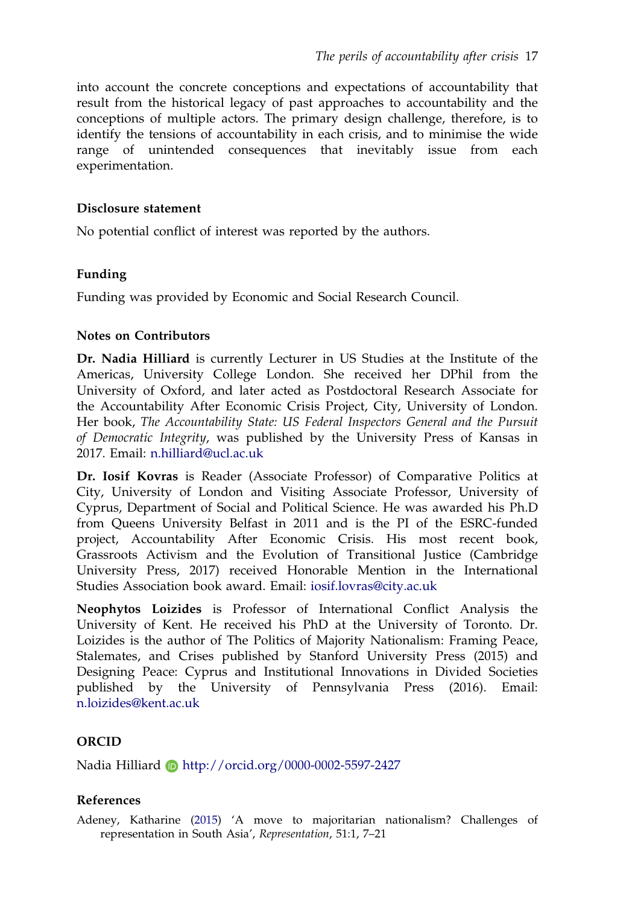into account the concrete conceptions and expectations of accountability that result from the historical legacy of past approaches to accountability and the conceptions of multiple actors. The primary design challenge, therefore, is to identify the tensions of accountability in each crisis, and to minimise the wide range of unintended consequences that inevitably issue from each experimentation.

## Disclosure statement

No potential conflict of interest was reported by the authors.

## Funding

Funding was provided by Economic and Social Research Council.

## Notes on Contributors

**Dr. Nadia Hilliard** is currently Lecturer in US Studies at the Institute of the Americas, University College London. She received her DPhil from the University of Oxford, and later acted as Postdoctoral Research Associate for the Accountability After Economic Crisis Project, City, University of London. Her book, *The Accountability State: US Federal Inspectors General and the Pursuit of Democratic Integrity*, was published by the University Press of Kansas in 2017. Email: n.hilliard@ucl.ac.uk

**Dr. Iosif Kovras** is Reader (Associate Professor) of Comparative Politics at City, University of London and Visiting Associate Professor, University of Cyprus, Department of Social and Political Science. He was awarded his Ph.D from Queens University Belfast in 2011 and is the PI of the ESRC-funded project, Accountability After Economic Crisis. His most recent book, Grassroots Activism and the Evolution of Transitional Justice (Cambridge University Press, 2017) received Honorable Mention in the International Studies Association book award. Email: iosif.lovras@city.ac.uk

**Neophytos Loizides** is Professor of International Conflict Analysis the University of Kent. He received his PhD at the University of Toronto. Dr. Loizides is the author of The Politics of Majority Nationalism: Framing Peace, Stalemates, and Crises published by Stanford University Press (2015) and Designing Peace: Cyprus and Institutional Innovations in Divided Societies published by the University of Pennsylvania Press (2016). Email: n.loizides@kent.ac.uk

## ORCID

Nadia Hilliard http://orcid.org/0000-0002-5597-2427

## References

Adeney, Katharine (2015) 'A move to majoritarian nationalism? Challenges of representation in South Asia', *Representation*, 51:1, 7–21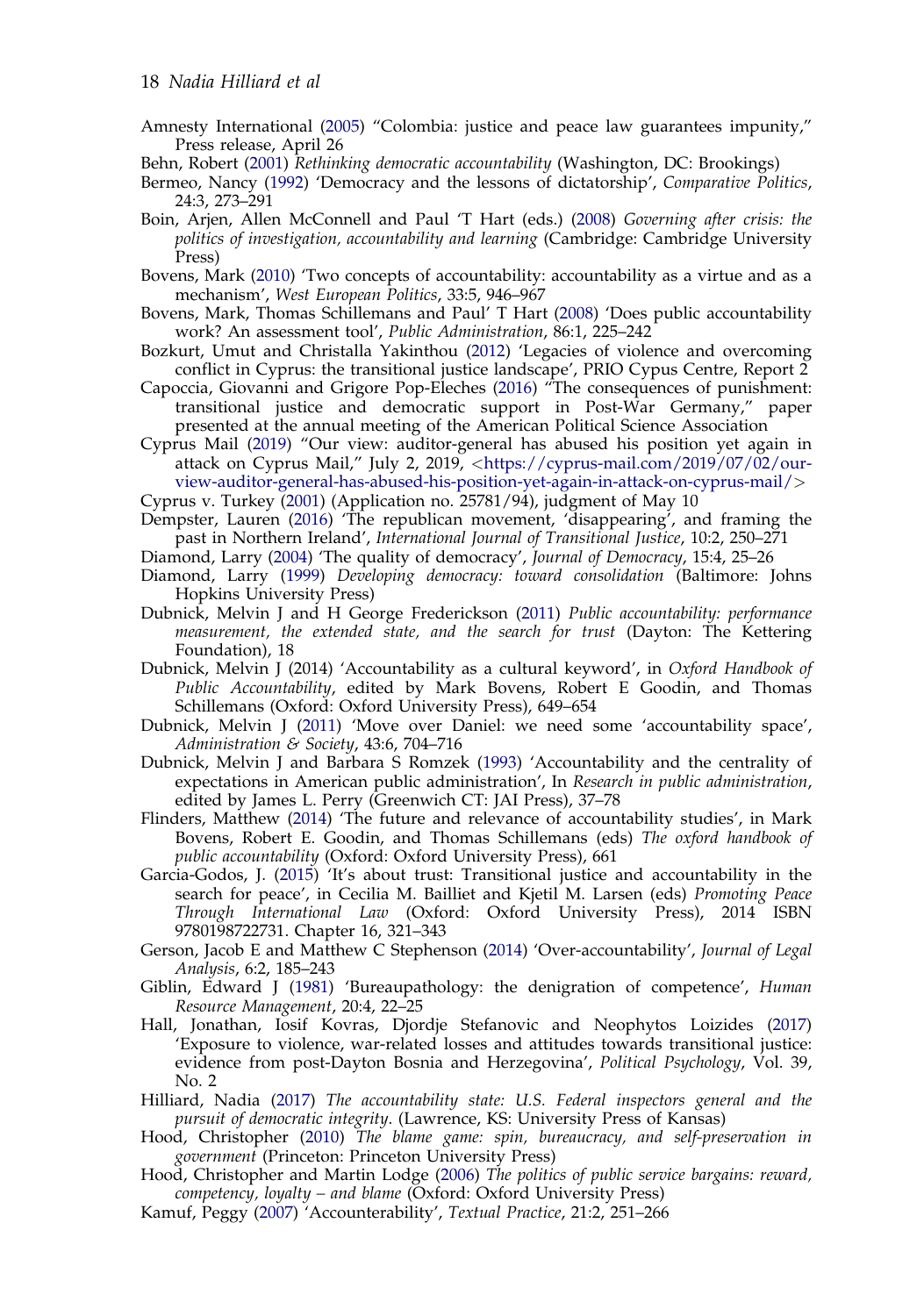Amnesty International (2005) "Colombia: justice and peace law guarantees impunity," Press release, April 26

Behn, Robert (2001) *Rethinking democratic accountability* (Washington, DC: Brookings)

Bermeo, Nancy (1992) 'Democracy and the lessons of dictatorship', *Comparative Politics*, 24:3, 273–291

Boin, Arjen, Allen McConnell and Paul 'T Hart (eds.) (2008) *Governing after crisis: the politics of investigation, accountability and learning* (Cambridge: Cambridge University Press)

Bovens, Mark (2010) 'Two concepts of accountability: accountability as a virtue and as a mechanism', *West European Politics*, 33:5, 946–967

Bovens, Mark, Thomas Schillemans and Paul' T Hart (2008) 'Does public accountability work? An assessment tool', *Public Administration*, 86:1, 225–242

Bozkurt, Umut and Christalla Yakinthou (2012) 'Legacies of violence and overcoming conflict in Cyprus: the transitional justice landscape', PRIO Cypus Centre, Report 2

Capoccia, Giovanni and Grigore Pop-Eleches (2016) "The consequences of punishment: transitional justice and democratic support in Post-War Germany," paper presented at the annual meeting of the American Political Science Association

Cyprus Mail (2019) "Our view: auditor-general has abused his position yet again in attack on Cyprus Mail," July 2, 2019, <https://cyprus-mail.com/2019/07/02/our-view-auditor-general-has-abused-his-position-yet-again-in-attack-on-cyprus-mail/>

Cyprus v. Turkey (2001) (Application no. 25781/94), judgment of May 10

Dempster, Lauren (2016) 'The republican movement, 'disappearing', and framing the past in Northern Ireland', *International Journal of Transitional Justice*, 10:2, 250–271

Diamond, Larry (2004) 'The quality of democracy', *Journal of Democracy*, 15:4, 25–26

Diamond, Larry (1999) *Developing democracy: toward consolidation* (Baltimore: Johns Hopkins University Press)

Dubnick, Melvin J and H George Frederickson (2011) *Public accountability: performance measurement, the extended state, and the search for trust* (Dayton: The Kettering Foundation), 18

Dubnick, Melvin J (2014) 'Accountability as a cultural keyword', in *Oxford Handbook of Public Accountability*, edited by Mark Bovens, Robert E Goodin, and Thomas Schillemans (Oxford: Oxford University Press), 649–654

Dubnick, Melvin J (2011) 'Move over Daniel: we need some 'accountability space', *Administration & Society*, 43:6, 704–716

Dubnick, Melvin J and Barbara S Romzek (1993) 'Accountability and the centrality of expectations in American public administration', In *Research in public administration*, edited by James L. Perry (Greenwich CT: JAI Press), 37–78

Flinders, Matthew (2014) 'The future and relevance of accountability studies', in Mark Bovens, Robert E. Goodin, and Thomas Schillemans (eds) *The oxford handbook of public accountability* (Oxford: Oxford University Press), 661

Garcia-Godos, J. (2015) 'It's about trust: Transitional justice and accountability in the search for peace', in Cecilia M. Bailliet and Kjetil M. Larsen (eds) *Promoting Peace Through International Law* (Oxford: Oxford University Press), 2014 ISBN 9780198722731. Chapter 16, 321–343

Gerson, Jacob E and Matthew C Stephenson (2014) 'Over-accountability', *Journal of Legal Analysis*, 6:2, 185–243

Giblin, Edward J (1981) 'Bureaupathology: the denigration of competence', *Human Resource Management*, 20:4, 22–25

Hall, Jonathan, Iosif Kovras, Djordje Stefanovic and Neophytos Loizides (2017) 'Exposure to violence, war-related losses and attitudes towards transitional justice: evidence from post-Dayton Bosnia and Herzegovina', *Political Psychology*, Vol. 39, No. 2

Hilliard, Nadia (2017) *The accountability state: U.S. Federal inspectors general and the pursuit of democratic integrity*. (Lawrence, KS: University Press of Kansas)

Hood, Christopher (2010) *The blame game: spin, bureaucracy, and self-preservation in government* (Princeton: Princeton University Press)

Hood, Christopher and Martin Lodge (2006) *The politics of public service bargains: reward, competency, loyalty – and blame* (Oxford: Oxford University Press)

Kamuf, Peggy (2007) 'Accounterability', *Textual Practice*, 21:2, 251–266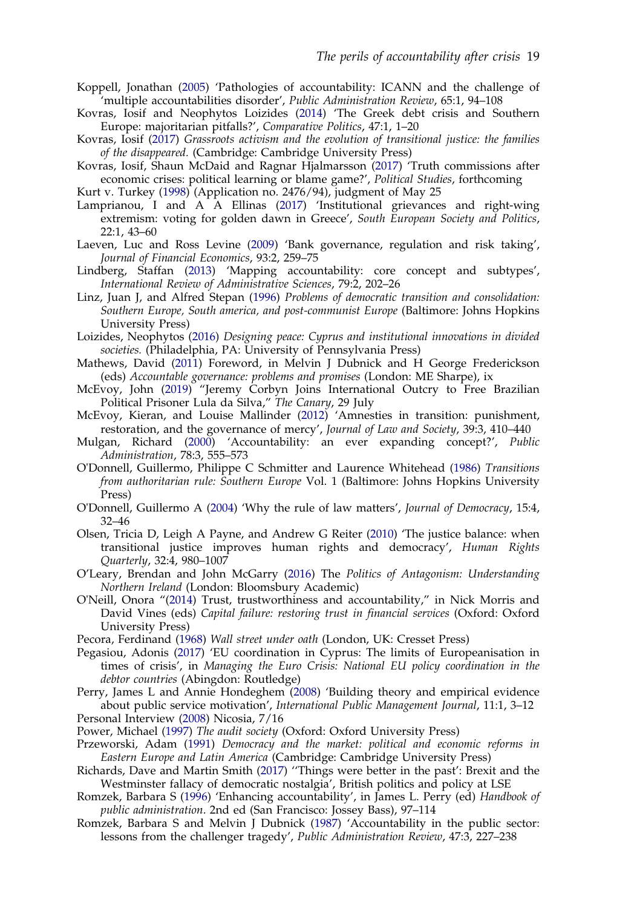Koppell, Jonathan (2005) 'Pathologies of accountability: ICANN and the challenge of 'multiple accountabilities disorder', *Public Administration Review*, 65:1, 94–108

Kovras, Iosif and Neophytos Loizides (2014) 'The Greek debt crisis and Southern Europe: majoritarian pitfalls?', *Comparative Politics*, 47:1, 1–20

Kovras, Iosif (2017) *Grassroots activism and the evolution of transitional justice: the families of the disappeared.* (Cambridge: Cambridge University Press)

Kovras, Iosif, Shaun McDaid and Ragnar Hjalmarsson (2017) 'Truth commissions after economic crises: political learning or blame game?', *Political Studies*, forthcoming

Kurt v. Turkey (1998) (Application no. 2476/94), judgment of May 25

Lamprianou, I and A A Ellinas (2017) 'Institutional grievances and right-wing extremism: voting for golden dawn in Greece', *South European Society and Politics*, 22:1, 43–60

Laeven, Luc and Ross Levine (2009) 'Bank governance, regulation and risk taking', *Journal of Financial Economics*, 93:2, 259–75

Lindberg, Staffan (2013) 'Mapping accountability: core concept and subtypes', *International Review of Administrative Sciences*, 79:2, 202–26

Linz, Juan J, and Alfred Stepan (1996) *Problems of democratic transition and consolidation: Southern Europe, South america, and post-communist Europe* (Baltimore: Johns Hopkins University Press)

Loizides, Neophytos (2016) *Designing peace: Cyprus and institutional innovations in divided societies.* (Philadelphia, PA: University of Pennsylvania Press)

Mathews, David (2011) Foreword, in Melvin J Dubnick and H George Frederickson (eds) *Accountable governance: problems and promises* (London: ME Sharpe), ix

McEvoy, John (2019) "Jeremy Corbyn Joins International Outcry to Free Brazilian Political Prisoner Lula da Silva," *The Canary*, 29 July

McEvoy, Kieran, and Louise Mallinder (2012) 'Amnesties in transition: punishment, restoration, and the governance of mercy', *Journal of Law and Society*, 39:3, 410–440

Mulgan, Richard (2000) 'Accountability: an ever expanding concept?', *Public Administration*, 78:3, 555–573

O'Donnell, Guillermo, Philippe C Schmitter and Laurence Whitehead (1986) *Transitions from authoritarian rule: Southern Europe* Vol. 1 (Baltimore: Johns Hopkins University Press)

O'Donnell, Guillermo A (2004) 'Why the rule of law matters', *Journal of Democracy*, 15:4, 32–46

Olsen, Tricia D, Leigh A Payne, and Andrew G Reiter (2010) 'The justice balance: when transitional justice improves human rights and democracy', *Human Rights Quarterly*, 32:4, 980–1007

O'Leary, Brendan and John McGarry (2016) The *Politics of Antagonism: Understanding Northern Ireland* (London: Bloomsbury Academic)

O'Neill, Onora "(2014) Trust, trustworthiness and accountability," in Nick Morris and David Vines (eds) *Capital failure: restoring trust in financial services* (Oxford: Oxford University Press)

Pecora, Ferdinand (1968) *Wall street under oath* (London, UK: Cresset Press)

Pegasiou, Adonis (2017) 'EU coordination in Cyprus: The limits of Europeanisation in times of crisis', in *Managing the Euro Crisis: National EU policy coordination in the debtor countries* (Abingdon: Routledge)

Perry, James L and Annie Hondeghem (2008) 'Building theory and empirical evidence about public service motivation', *International Public Management Journal*, 11:1, 3–12

Personal Interview (2008) Nicosia, 7/16

Power, Michael (1997) *The audit society* (Oxford: Oxford University Press)

Przeworski, Adam (1991) *Democracy and the market: political and economic reforms in Eastern Europe and Latin America* (Cambridge: Cambridge University Press)

Richards, Dave and Martin Smith (2017) ''Things were better in the past': Brexit and the Westminster fallacy of democratic nostalgia', British politics and policy at LSE

Romzek, Barbara S (1996) 'Enhancing accountability', in James L. Perry (ed) *Handbook of public administration*. 2nd ed (San Francisco: Jossey Bass), 97–114

Romzek, Barbara S and Melvin J Dubnick (1987) 'Accountability in the public sector: lessons from the challenger tragedy', *Public Administration Review*, 47:3, 227–238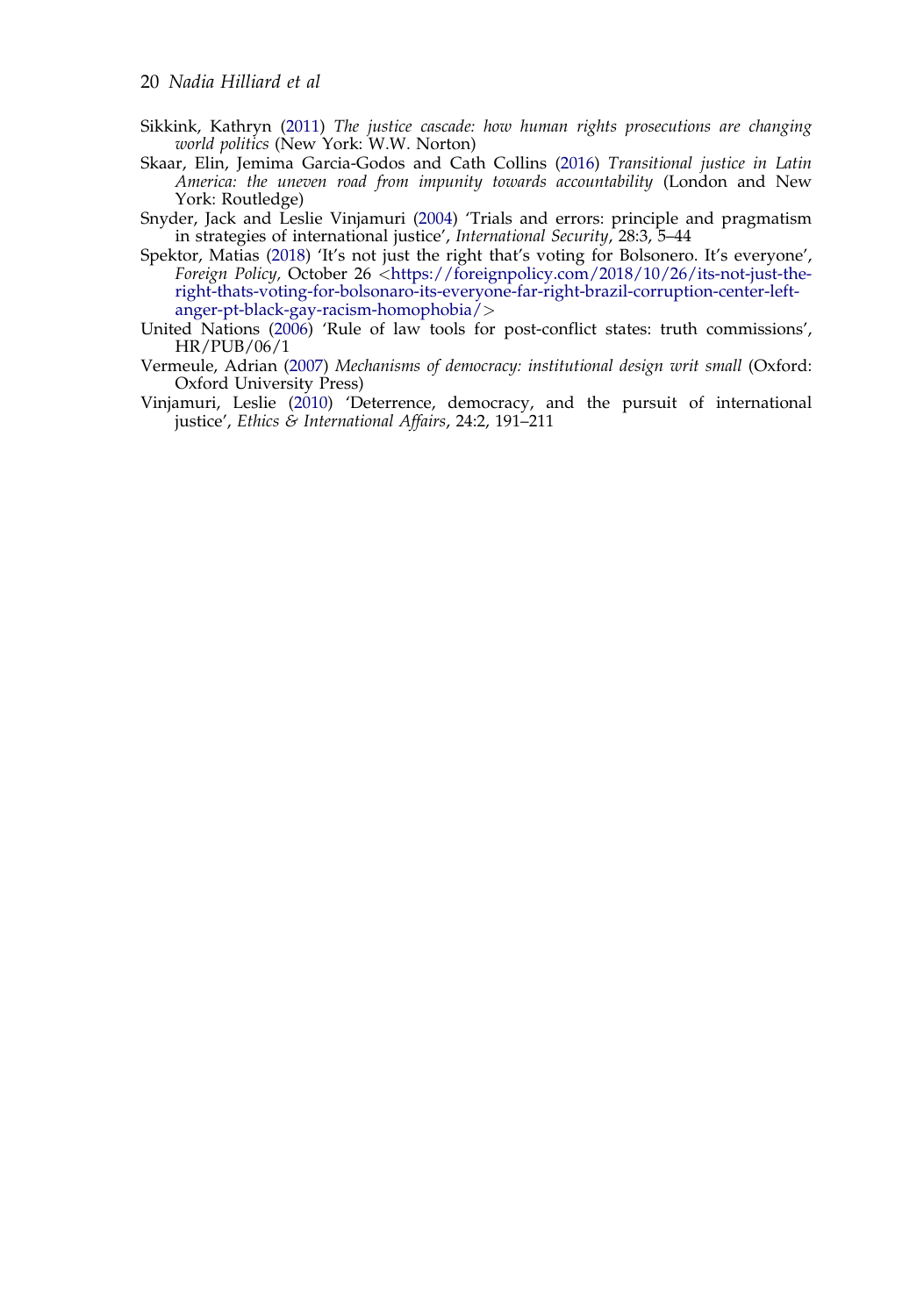Sikkink, Kathryn (2011) *The justice cascade: how human rights prosecutions are changing world politics* (New York: W.W. Norton)

Skaar, Elin, Jemima Garcia-Godos and Cath Collins (2016) *Transitional justice in Latin America: the uneven road from impunity towards accountability* (London and New York: Routledge)

Snyder, Jack and Leslie Vinjamuri (2004) 'Trials and errors: principle and pragmatism in strategies of international justice', *International Security*, 28:3, 5–44

Spektor, Matias (2018) 'It's not just the right that's voting for Bolsonero. It's everyone', *Foreign Policy,* October 26 <https://foreignpolicy.com/2018/10/26/its-not-just-the-right-thats-voting-for-bolsonaro-its-everyone-far-right-brazil-corruption-center-left-anger-pt-black-gay-racism-homophobia/>

United Nations (2006) 'Rule of law tools for post-conflict states: truth commissions', HR/PUB/06/1

Vermeule, Adrian (2007) *Mechanisms of democracy: institutional design writ small* (Oxford: Oxford University Press)

Vinjamuri, Leslie (2010) 'Deterrence, democracy, and the pursuit of international justice', *Ethics & International Affairs*, 24:2, 191–211